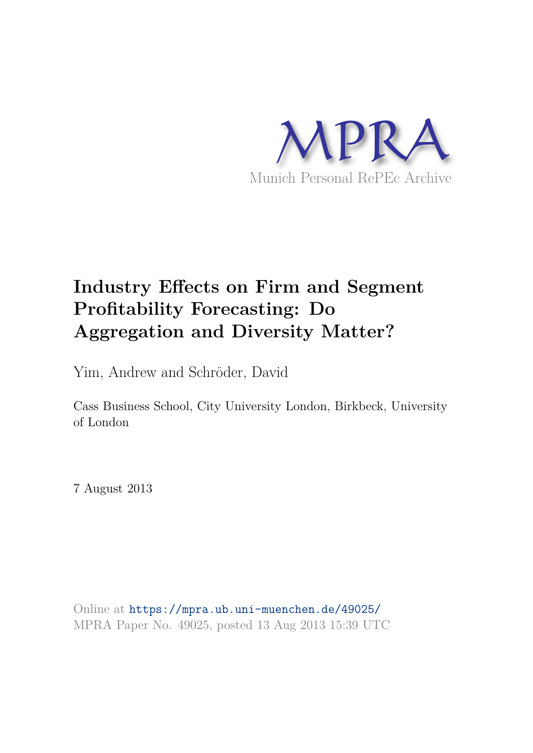MPRA

Munich Personal RePEc Archive

# Industry Effects on Firm and Segment Profitability Forecasting: Do Aggregation and Diversity Matter?

Yim, Andrew and Schröder, David

Cass Business School, City University London, Birkbeck, University of London

7 August 2013

Online at https://mpra.ub.uni-muenchen.de/49025/
MPRA Paper No. 49025, posted 13 Aug 2013 15:39 UTC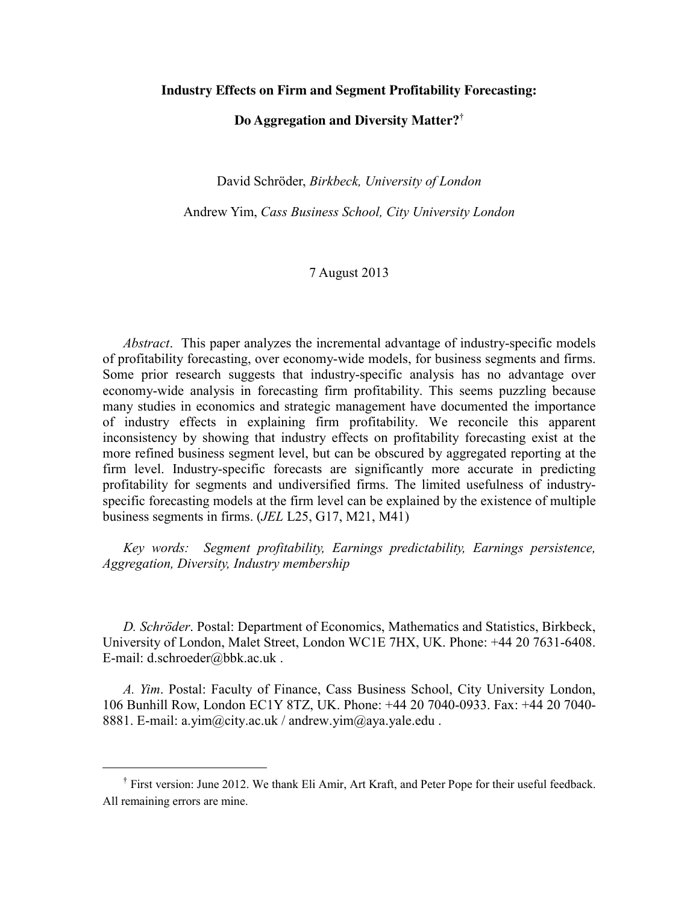# Industry Effects on Firm and Segment Profitability Forecasting: Do Aggregation and Diversity Matter?[†]

David Schröder, *Birkbeck, University of London*

Andrew Yim, *Cass Business School, City University London*

7 August 2013

*Abstract*. This paper analyzes the incremental advantage of industry-specific models of profitability forecasting, over economy-wide models, for business segments and firms. Some prior research suggests that industry-specific analysis has no advantage over economy-wide analysis in forecasting firm profitability. This seems puzzling because many studies in economics and strategic management have documented the importance of industry effects in explaining firm profitability. We reconcile this apparent inconsistency by showing that industry effects on profitability forecasting exist at the more refined business segment level, but can be obscured by aggregated reporting at the firm level. Industry-specific forecasts are significantly more accurate in predicting profitability for segments and undiversified firms. The limited usefulness of industry-specific forecasting models at the firm level can be explained by the existence of multiple business segments in firms. (*JEL* L25, G17, M21, M41)

*Key words: Segment profitability, Earnings predictability, Earnings persistence, Aggregation, Diversity, Industry membership*

*D. Schröder*. Postal: Department of Economics, Mathematics and Statistics, Birkbeck, University of London, Malet Street, London WC1E 7HX, UK. Phone: +44 20 7631-6408. E-mail: d.schroeder@bbk.ac.uk .

*A. Yim*. Postal: Faculty of Finance, Cass Business School, City University London, 106 Bunhill Row, London EC1Y 8TZ, UK. Phone: +44 20 7040-0933. Fax: +44 20 7040-8881. E-mail: a.yim@city.ac.uk / andrew.yim@aya.yale.edu .

---

[†] First version: June 2012. We thank Eli Amir, Art Kraft, and Peter Pope for their useful feedback. All remaining errors are mine.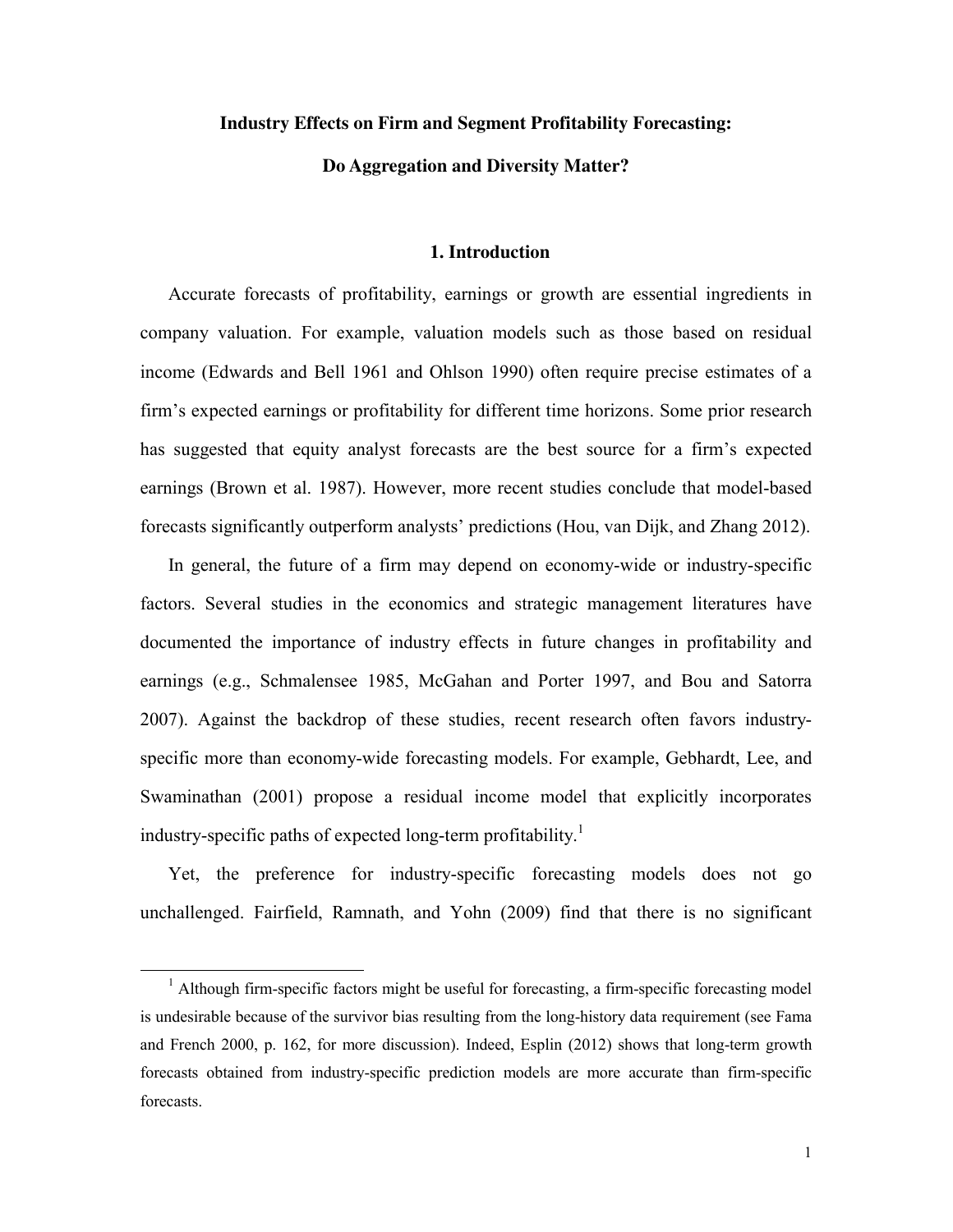# Industry Effects on Firm and Segment Profitability Forecasting: Do Aggregation and Diversity Matter?

## 1. Introduction

Accurate forecasts of profitability, earnings or growth are essential ingredients in company valuation. For example, valuation models such as those based on residual income (Edwards and Bell 1961 and Ohlson 1990) often require precise estimates of a firm's expected earnings or profitability for different time horizons. Some prior research has suggested that equity analyst forecasts are the best source for a firm's expected earnings (Brown et al. 1987). However, more recent studies conclude that model-based forecasts significantly outperform analysts' predictions (Hou, van Dijk, and Zhang 2012).

In general, the future of a firm may depend on economy-wide or industry-specific factors. Several studies in the economics and strategic management literatures have documented the importance of industry effects in future changes in profitability and earnings (e.g., Schmalensee 1985, McGahan and Porter 1997, and Bou and Satorra 2007). Against the backdrop of these studies, recent research often favors industry-specific more than economy-wide forecasting models. For example, Gebhardt, Lee, and Swaminathan (2001) propose a residual income model that explicitly incorporates industry-specific paths of expected long-term profitability.[1]

Yet, the preference for industry-specific forecasting models does not go unchallenged. Fairfield, Ramnath, and Yohn (2009) find that there is no significant

[1] Although firm-specific factors might be useful for forecasting, a firm-specific forecasting model is undesirable because of the survivor bias resulting from the long-history data requirement (see Fama and French 2000, p. 162, for more discussion). Indeed, Esplin (2012) shows that long-term growth forecasts obtained from industry-specific prediction models are more accurate than firm-specific forecasts.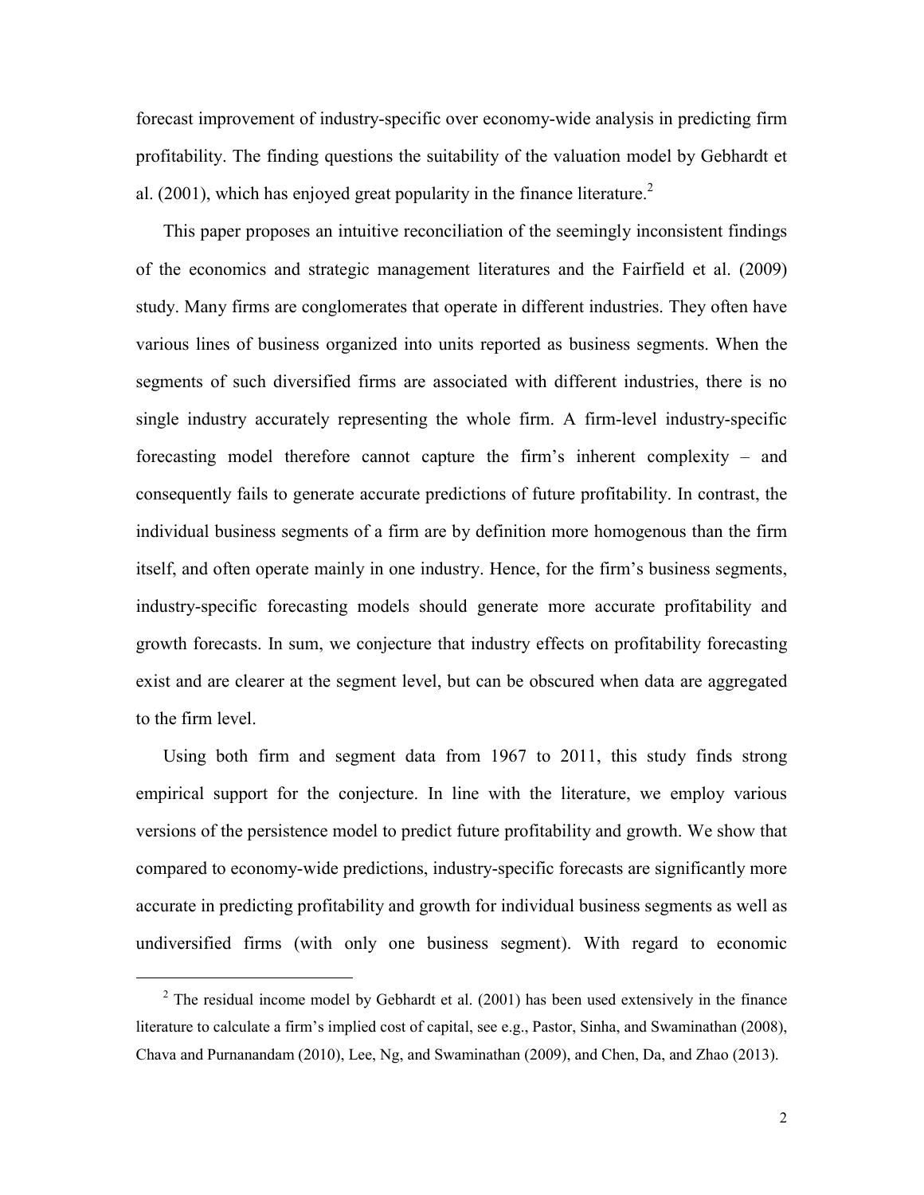forecast improvement of industry-specific over economy-wide analysis in predicting firm profitability. The finding questions the suitability of the valuation model by Gebhardt et al. (2001), which has enjoyed great popularity in the finance literature.[2]

This paper proposes an intuitive reconciliation of the seemingly inconsistent findings of the economics and strategic management literatures and the Fairfield et al. (2009) study. Many firms are conglomerates that operate in different industries. They often have various lines of business organized into units reported as business segments. When the segments of such diversified firms are associated with different industries, there is no single industry accurately representing the whole firm. A firm-level industry-specific forecasting model therefore cannot capture the firm's inherent complexity – and consequently fails to generate accurate predictions of future profitability. In contrast, the individual business segments of a firm are by definition more homogenous than the firm itself, and often operate mainly in one industry. Hence, for the firm's business segments, industry-specific forecasting models should generate more accurate profitability and growth forecasts. In sum, we conjecture that industry effects on profitability forecasting exist and are clearer at the segment level, but can be obscured when data are aggregated to the firm level.

Using both firm and segment data from 1967 to 2011, this study finds strong empirical support for the conjecture. In line with the literature, we employ various versions of the persistence model to predict future profitability and growth. We show that compared to economy-wide predictions, industry-specific forecasts are significantly more accurate in predicting profitability and growth for individual business segments as well as undiversified firms (with only one business segment). With regard to economic

[2] The residual income model by Gebhardt et al. (2001) has been used extensively in the finance literature to calculate a firm's implied cost of capital, see e.g., Pastor, Sinha, and Swaminathan (2008), Chava and Purnanandam (2010), Lee, Ng, and Swaminathan (2009), and Chen, Da, and Zhao (2013).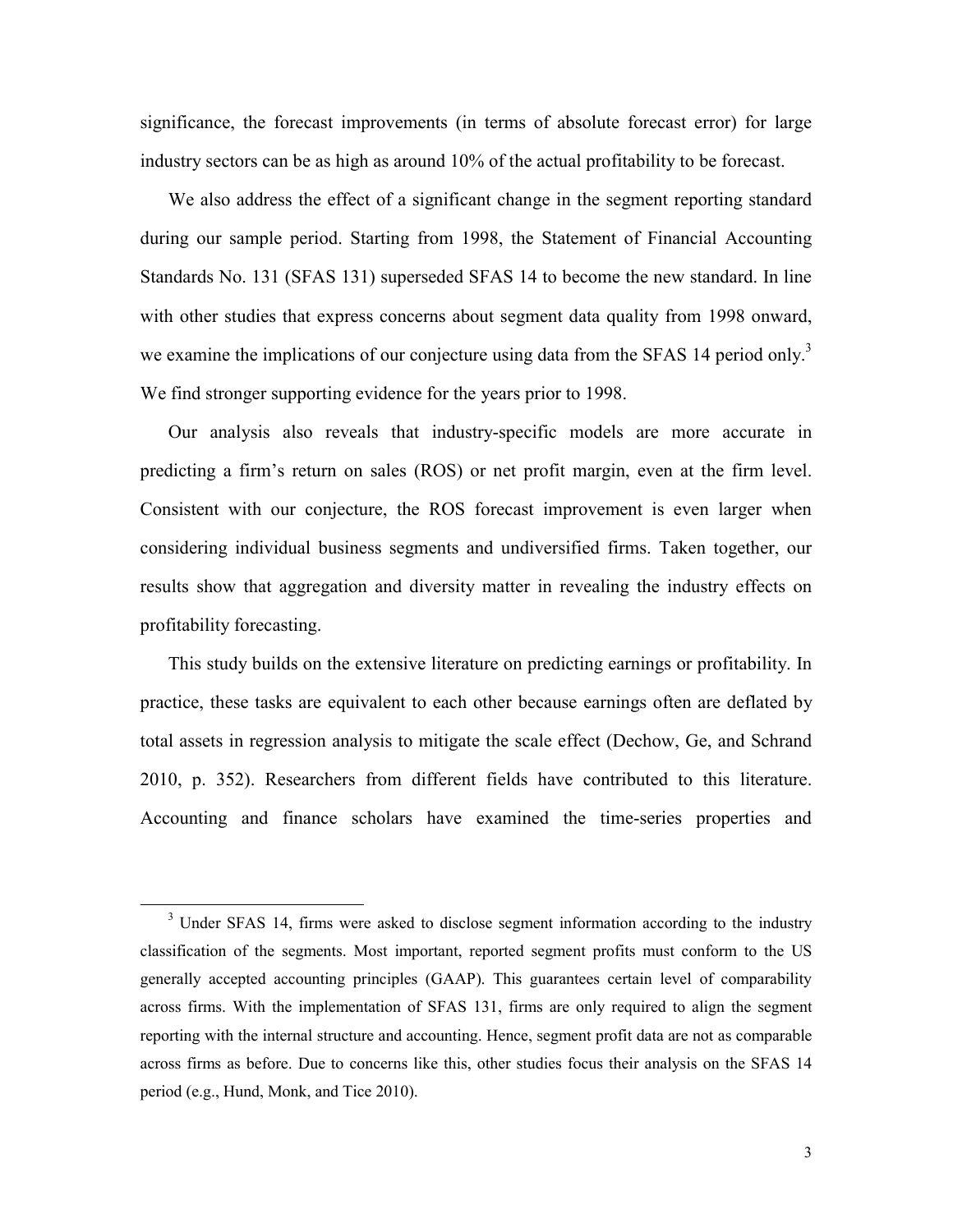significance, the forecast improvements (in terms of absolute forecast error) for large industry sectors can be as high as around 10% of the actual profitability to be forecast.

We also address the effect of a significant change in the segment reporting standard during our sample period. Starting from 1998, the Statement of Financial Accounting Standards No. 131 (SFAS 131) superseded SFAS 14 to become the new standard. In line with other studies that express concerns about segment data quality from 1998 onward, we examine the implications of our conjecture using data from the SFAS 14 period only.[3] We find stronger supporting evidence for the years prior to 1998.

Our analysis also reveals that industry-specific models are more accurate in predicting a firm's return on sales (ROS) or net profit margin, even at the firm level. Consistent with our conjecture, the ROS forecast improvement is even larger when considering individual business segments and undiversified firms. Taken together, our results show that aggregation and diversity matter in revealing the industry effects on profitability forecasting.

This study builds on the extensive literature on predicting earnings or profitability. In practice, these tasks are equivalent to each other because earnings often are deflated by total assets in regression analysis to mitigate the scale effect (Dechow, Ge, and Schrand 2010, p. 352). Researchers from different fields have contributed to this literature. Accounting and finance scholars have examined the time-series properties and

---

[3] Under SFAS 14, firms were asked to disclose segment information according to the industry classification of the segments. Most important, reported segment profits must conform to the US generally accepted accounting principles (GAAP). This guarantees certain level of comparability across firms. With the implementation of SFAS 131, firms are only required to align the segment reporting with the internal structure and accounting. Hence, segment profit data are not as comparable across firms as before. Due to concerns like this, other studies focus their analysis on the SFAS 14 period (e.g., Hund, Monk, and Tice 2010).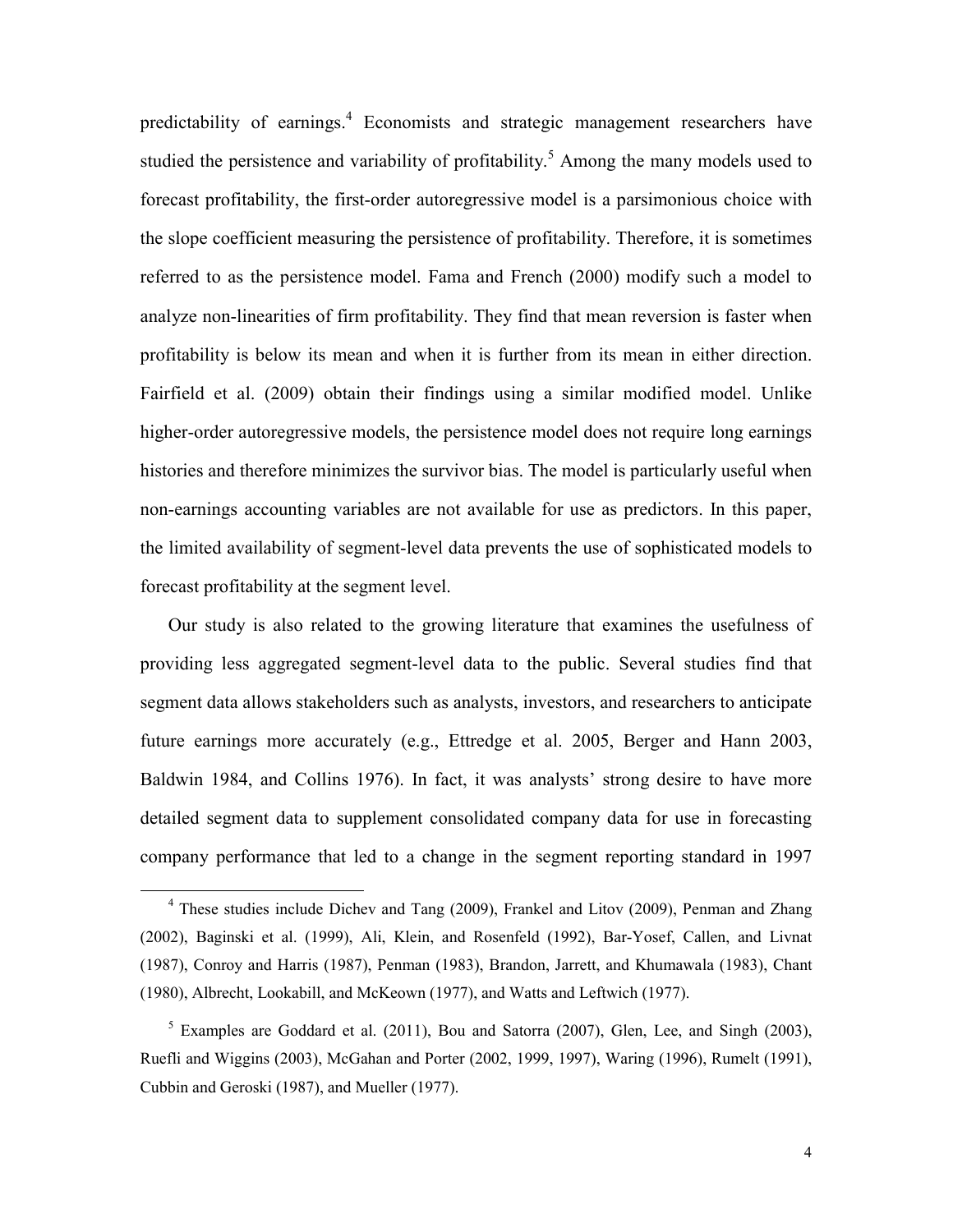predictability of earnings.[4] Economists and strategic management researchers have studied the persistence and variability of profitability.[5] Among the many models used to forecast profitability, the first-order autoregressive model is a parsimonious choice with the slope coefficient measuring the persistence of profitability. Therefore, it is sometimes referred to as the persistence model. Fama and French (2000) modify such a model to analyze non-linearities of firm profitability. They find that mean reversion is faster when profitability is below its mean and when it is further from its mean in either direction. Fairfield et al. (2009) obtain their findings using a similar modified model. Unlike higher-order autoregressive models, the persistence model does not require long earnings histories and therefore minimizes the survivor bias. The model is particularly useful when non-earnings accounting variables are not available for use as predictors. In this paper, the limited availability of segment-level data prevents the use of sophisticated models to forecast profitability at the segment level.

Our study is also related to the growing literature that examines the usefulness of providing less aggregated segment-level data to the public. Several studies find that segment data allows stakeholders such as analysts, investors, and researchers to anticipate future earnings more accurately (e.g., Ettredge et al. 2005, Berger and Hann 2003, Baldwin 1984, and Collins 1976). In fact, it was analysts' strong desire to have more detailed segment data to supplement consolidated company data for use in forecasting company performance that led to a change in the segment reporting standard in 1997

---

[4] These studies include Dichev and Tang (2009), Frankel and Litov (2009), Penman and Zhang (2002), Baginski et al. (1999), Ali, Klein, and Rosenfeld (1992), Bar-Yosef, Callen, and Livnat (1987), Conroy and Harris (1987), Penman (1983), Brandon, Jarrett, and Khumawala (1983), Chant (1980), Albrecht, Lookabill, and McKeown (1977), and Watts and Leftwich (1977).

[5] Examples are Goddard et al. (2011), Bou and Satorra (2007), Glen, Lee, and Singh (2003), Ruefli and Wiggins (2003), McGahan and Porter (2002, 1999, 1997), Waring (1996), Rumelt (1991), Cubbin and Geroski (1987), and Mueller (1977).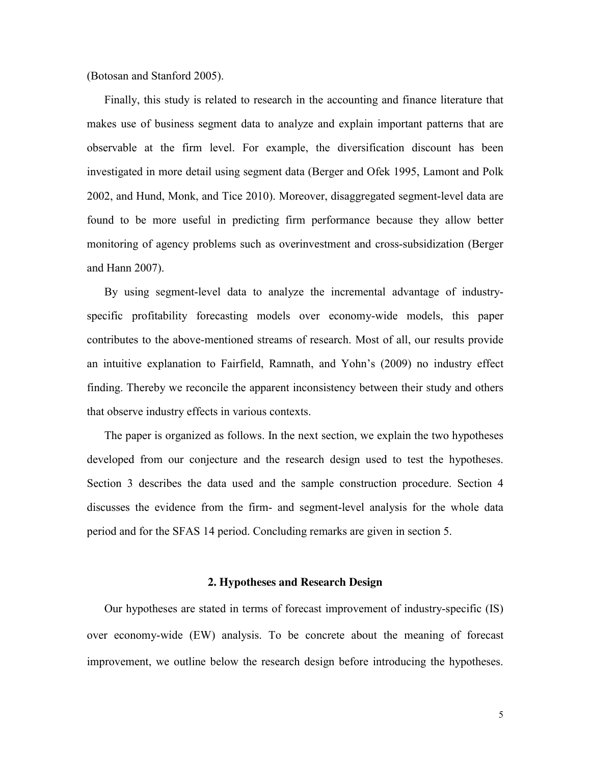(Botosan and Stanford 2005).

Finally, this study is related to research in the accounting and finance literature that makes use of business segment data to analyze and explain important patterns that are observable at the firm level. For example, the diversification discount has been investigated in more detail using segment data (Berger and Ofek 1995, Lamont and Polk 2002, and Hund, Monk, and Tice 2010). Moreover, disaggregated segment-level data are found to be more useful in predicting firm performance because they allow better monitoring of agency problems such as overinvestment and cross-subsidization (Berger and Hann 2007).

By using segment-level data to analyze the incremental advantage of industry-specific profitability forecasting models over economy-wide models, this paper contributes to the above-mentioned streams of research. Most of all, our results provide an intuitive explanation to Fairfield, Ramnath, and Yohn's (2009) no industry effect finding. Thereby we reconcile the apparent inconsistency between their study and others that observe industry effects in various contexts.

The paper is organized as follows. In the next section, we explain the two hypotheses developed from our conjecture and the research design used to test the hypotheses. Section 3 describes the data used and the sample construction procedure. Section 4 discusses the evidence from the firm- and segment-level analysis for the whole data period and for the SFAS 14 period. Concluding remarks are given in section 5.

## 2. Hypotheses and Research Design

Our hypotheses are stated in terms of forecast improvement of industry-specific (IS) over economy-wide (EW) analysis. To be concrete about the meaning of forecast improvement, we outline below the research design before introducing the hypotheses.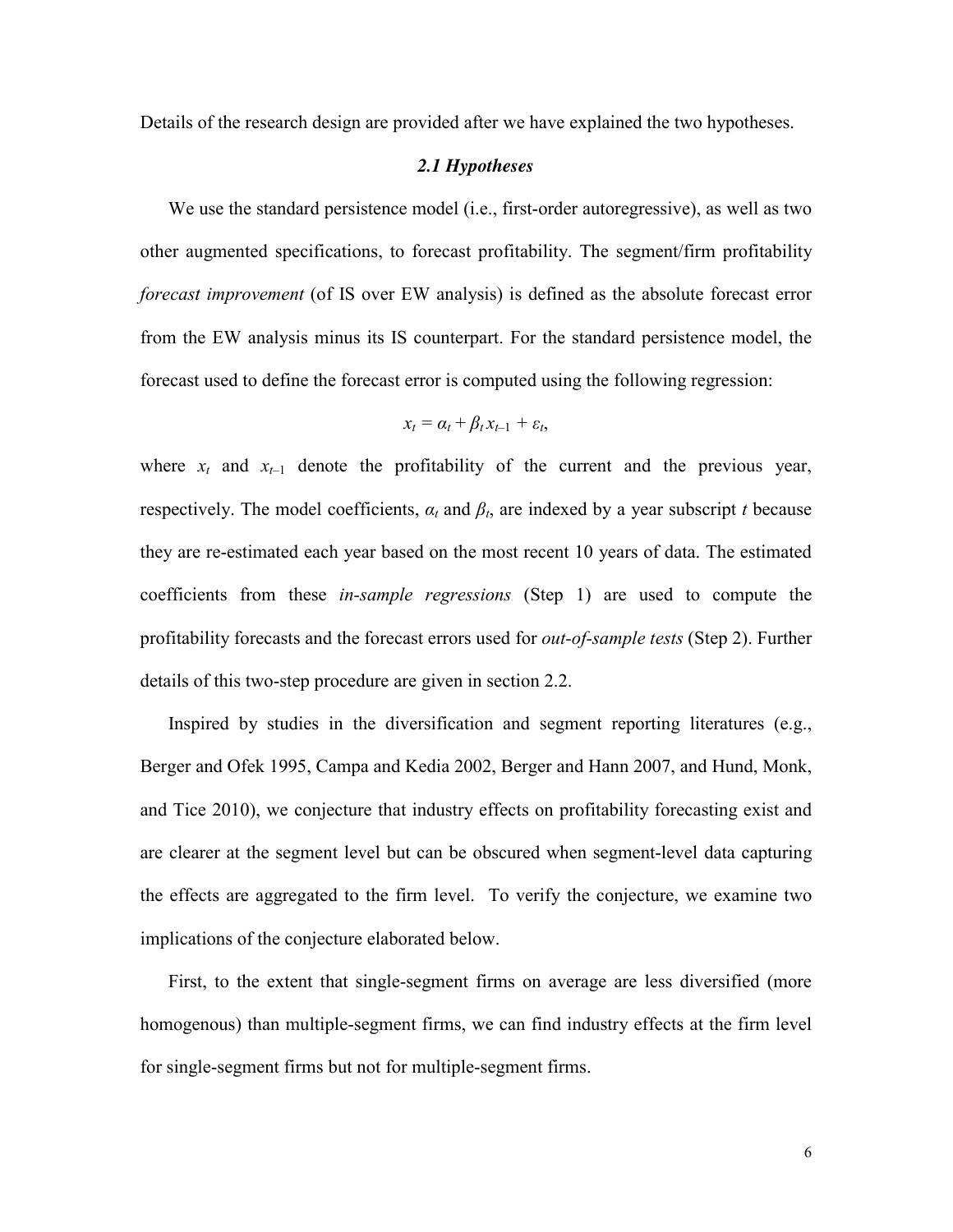Details of the research design are provided after we have explained the two hypotheses.

### *2.1 Hypotheses*

We use the standard persistence model (i.e., first-order autoregressive), as well as two other augmented specifications, to forecast profitability. The segment/firm profitability *forecast improvement* (of IS over EW analysis) is defined as the absolute forecast error from the EW analysis minus its IS counterpart. For the standard persistence model, the forecast used to define the forecast error is computed using the following regression:

$$x_t = \alpha_t + \beta_t x_{t-1} + \varepsilon_t,$$

where $x_t$ and $x_{t-1}$ denote the profitability of the current and the previous year, respectively. The model coefficients, $\alpha_t$ and $\beta_t$, are indexed by a year subscript $t$ because they are re-estimated each year based on the most recent 10 years of data. The estimated coefficients from these *in-sample regressions* (Step 1) are used to compute the profitability forecasts and the forecast errors used for *out-of-sample tests* (Step 2). Further details of this two-step procedure are given in section 2.2.

Inspired by studies in the diversification and segment reporting literatures (e.g., Berger and Ofek 1995, Campa and Kedia 2002, Berger and Hann 2007, and Hund, Monk, and Tice 2010), we conjecture that industry effects on profitability forecasting exist and are clearer at the segment level but can be obscured when segment-level data capturing the effects are aggregated to the firm level. To verify the conjecture, we examine two implications of the conjecture elaborated below.

First, to the extent that single-segment firms on average are less diversified (more homogenous) than multiple-segment firms, we can find industry effects at the firm level for single-segment firms but not for multiple-segment firms.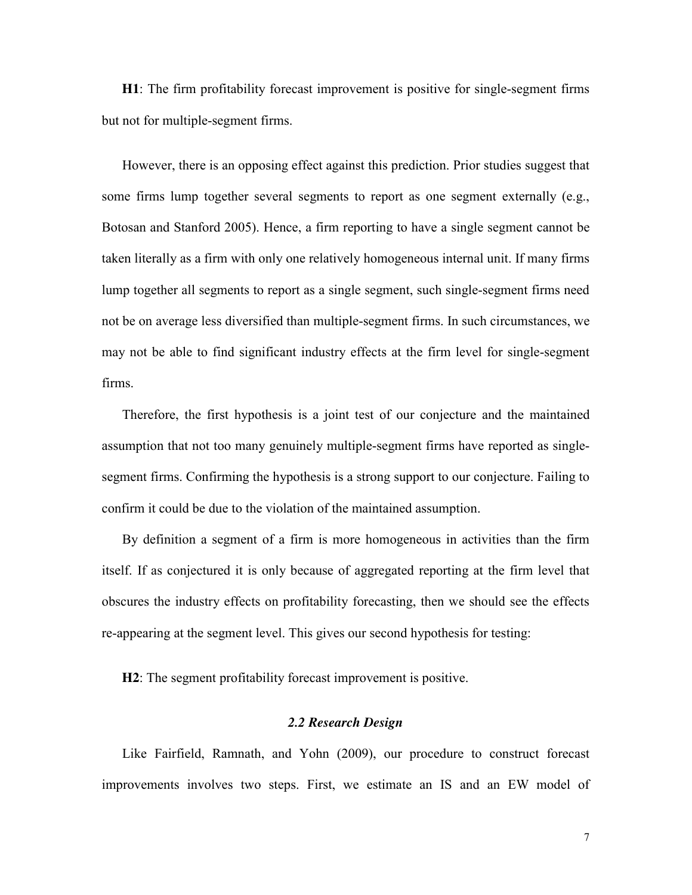**H1**: The firm profitability forecast improvement is positive for single-segment firms but not for multiple-segment firms.

However, there is an opposing effect against this prediction. Prior studies suggest that some firms lump together several segments to report as one segment externally (e.g., Botosan and Stanford 2005). Hence, a firm reporting to have a single segment cannot be taken literally as a firm with only one relatively homogeneous internal unit. If many firms lump together all segments to report as a single segment, such single-segment firms need not be on average less diversified than multiple-segment firms. In such circumstances, we may not be able to find significant industry effects at the firm level for single-segment firms.

Therefore, the first hypothesis is a joint test of our conjecture and the maintained assumption that not too many genuinely multiple-segment firms have reported as single-segment firms. Confirming the hypothesis is a strong support to our conjecture. Failing to confirm it could be due to the violation of the maintained assumption.

By definition a segment of a firm is more homogeneous in activities than the firm itself. If as conjectured it is only because of aggregated reporting at the firm level that obscures the industry effects on profitability forecasting, then we should see the effects re-appearing at the segment level. This gives our second hypothesis for testing:

**H2**: The segment profitability forecast improvement is positive.

### *2.2 Research Design*

Like Fairfield, Ramnath, and Yohn (2009), our procedure to construct forecast improvements involves two steps. First, we estimate an IS and an EW model of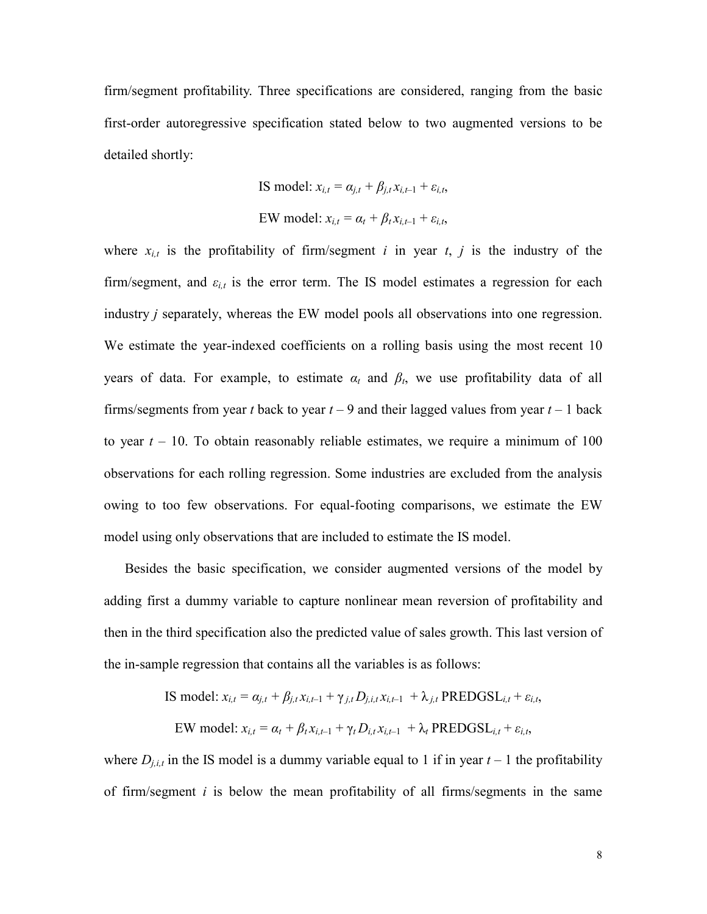firm/segment profitability. Three specifications are considered, ranging from the basic first-order autoregressive specification stated below to two augmented versions to be detailed shortly:

$$\text{IS model: } x_{i,t} = \alpha_{j,t} + \beta_{j,t}\, x_{i,t-1} + \varepsilon_{i,t},$$

$$\text{EW model: } x_{i,t} = \alpha_t + \beta_t\, x_{i,t-1} + \varepsilon_{i,t},$$

where $x_{i,t}$ is the profitability of firm/segment $i$ in year $t$, $j$ is the industry of the firm/segment, and $\varepsilon_{i,t}$ is the error term. The IS model estimates a regression for each industry $j$ separately, whereas the EW model pools all observations into one regression. We estimate the year-indexed coefficients on a rolling basis using the most recent 10 years of data. For example, to estimate $\alpha_t$ and $\beta_t$, we use profitability data of all firms/segments from year $t$ back to year $t - 9$ and their lagged values from year $t - 1$ back to year $t - 10$. To obtain reasonably reliable estimates, we require a minimum of 100 observations for each rolling regression. Some industries are excluded from the analysis owing to too few observations. For equal-footing comparisons, we estimate the EW model using only observations that are included to estimate the IS model.

Besides the basic specification, we consider augmented versions of the model by adding first a dummy variable to capture nonlinear mean reversion of profitability and then in the third specification also the predicted value of sales growth. This last version of the in-sample regression that contains all the variables is as follows:

$$\text{IS model: } x_{i,t} = \alpha_{j,t} + \beta_{j,t}\, x_{i,t-1} + \gamma_{j,t}\, D_{j,i,t}\, x_{i,t-1} + \lambda_{j,t}\, \text{PREDGSL}_{i,t} + \varepsilon_{i,t},$$

$$\text{EW model: } x_{i,t} = \alpha_t + \beta_t\, x_{i,t-1} + \gamma_t\, D_{i,t}\, x_{i,t-1} + \lambda_t\, \text{PREDGSL}_{i,t} + \varepsilon_{i,t},$$

where $D_{j,i,t}$ in the IS model is a dummy variable equal to 1 if in year $t - 1$ the profitability of firm/segment $i$ is below the mean profitability of all firms/segments in the same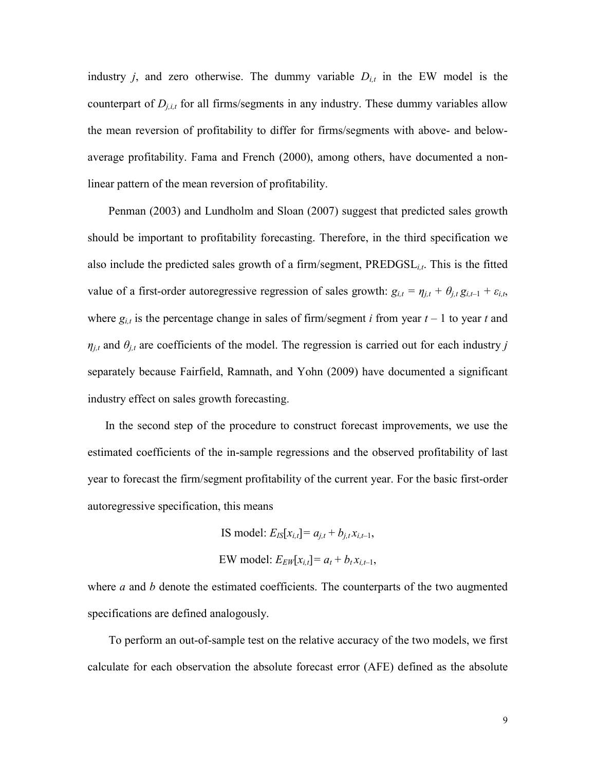industry $j$, and zero otherwise. The dummy variable $D_{i,t}$ in the EW model is the counterpart of $D_{j,i,t}$ for all firms/segments in any industry. These dummy variables allow the mean reversion of profitability to differ for firms/segments with above- and below-average profitability. Fama and French (2000), among others, have documented a non-linear pattern of the mean reversion of profitability.

Penman (2003) and Lundholm and Sloan (2007) suggest that predicted sales growth should be important to profitability forecasting. Therefore, in the third specification we also include the predicted sales growth of a firm/segment, $\text{PREDGSL}_{i,t}$. This is the fitted value of a first-order autoregressive regression of sales growth: $g_{i,t} = \eta_{j,t} + \theta_{j,t}\, g_{i,t-1} + \varepsilon_{i,t}$, where $g_{i,t}$ is the percentage change in sales of firm/segment $i$ from year $t-1$ to year $t$ and $\eta_{j,t}$ and $\theta_{j,t}$ are coefficients of the model. The regression is carried out for each industry $j$ separately because Fairfield, Ramnath, and Yohn (2009) have documented a significant industry effect on sales growth forecasting.

In the second step of the procedure to construct forecast improvements, we use the estimated coefficients of the in-sample regressions and the observed profitability of last year to forecast the firm/segment profitability of the current year. For the basic first-order autoregressive specification, this means

$$\text{IS model: } E_{IS}[x_{i,t}] = a_{j,t} + b_{j,t}\, x_{i,t-1},$$

$$\text{EW model: } E_{EW}[x_{i,t}] = a_t + b_t\, x_{i,t-1},$$

where $a$ and $b$ denote the estimated coefficients. The counterparts of the two augmented specifications are defined analogously.

To perform an out-of-sample test on the relative accuracy of the two models, we first calculate for each observation the absolute forecast error (AFE) defined as the absolute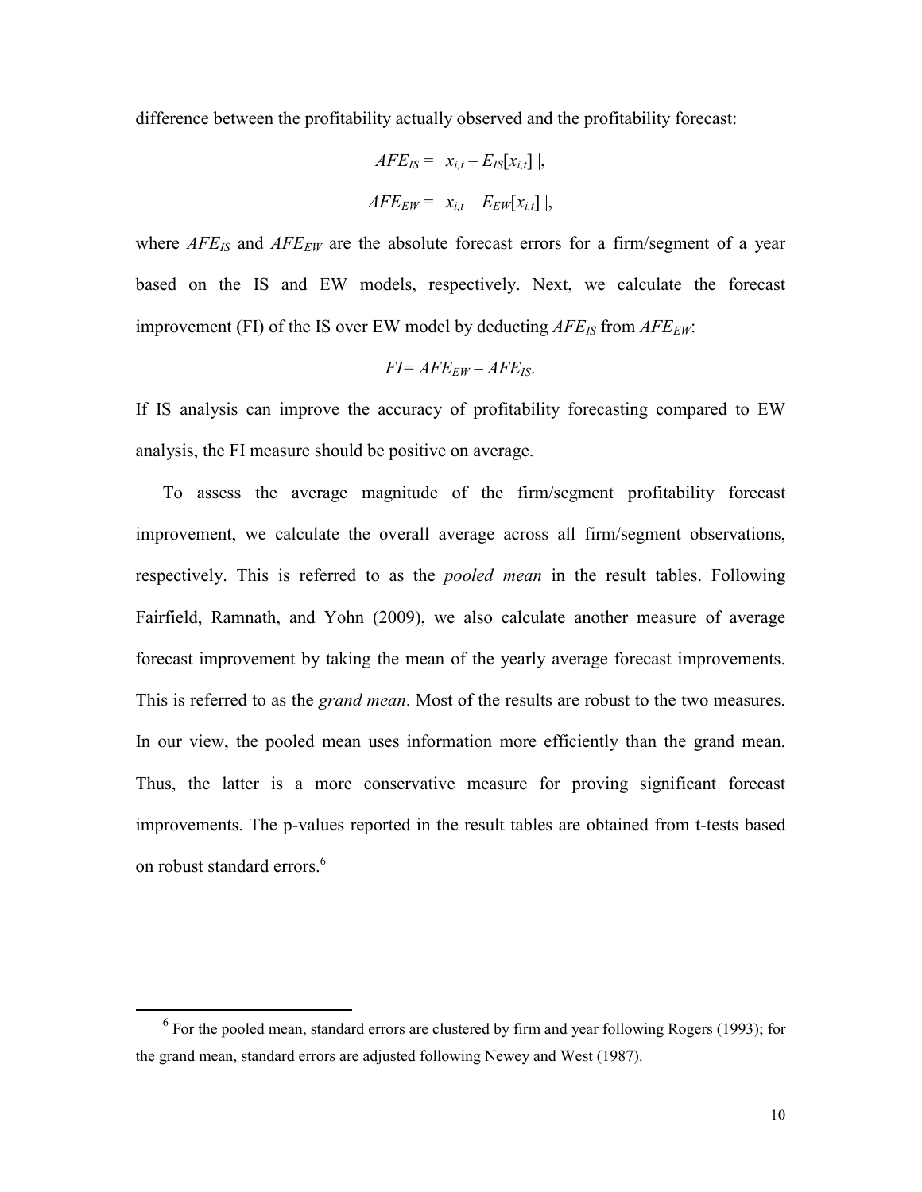difference between the profitability actually observed and the profitability forecast:

$$AFE_{IS} = | x_{i,t} - E_{IS}[x_{i,t}] |,$$

$$AFE_{EW} = | x_{i,t} - E_{EW}[x_{i,t}] |,$$

where $AFE_{IS}$ and $AFE_{EW}$ are the absolute forecast errors for a firm/segment of a year based on the IS and EW models, respectively. Next, we calculate the forecast improvement (FI) of the IS over EW model by deducting $AFE_{IS}$ from $AFE_{EW}$:

$$FI = AFE_{EW} - AFE_{IS}.$$

If IS analysis can improve the accuracy of profitability forecasting compared to EW analysis, the FI measure should be positive on average.

To assess the average magnitude of the firm/segment profitability forecast improvement, we calculate the overall average across all firm/segment observations, respectively. This is referred to as the *pooled mean* in the result tables. Following Fairfield, Ramnath, and Yohn (2009), we also calculate another measure of average forecast improvement by taking the mean of the yearly average forecast improvements. This is referred to as the *grand mean*. Most of the results are robust to the two measures. In our view, the pooled mean uses information more efficiently than the grand mean. Thus, the latter is a more conservative measure for proving significant forecast improvements. The p-values reported in the result tables are obtained from t-tests based on robust standard errors.[6]

[6] For the pooled mean, standard errors are clustered by firm and year following Rogers (1993); for the grand mean, standard errors are adjusted following Newey and West (1987).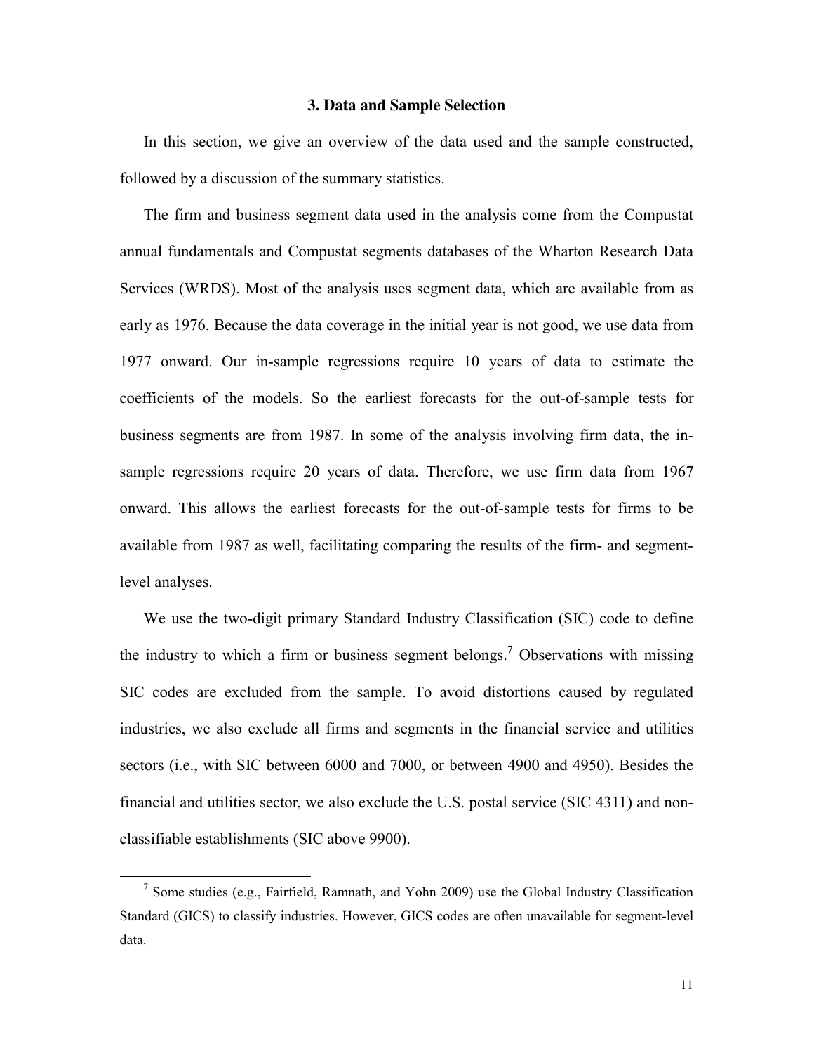## 3. Data and Sample Selection

In this section, we give an overview of the data used and the sample constructed, followed by a discussion of the summary statistics.

The firm and business segment data used in the analysis come from the Compustat annual fundamentals and Compustat segments databases of the Wharton Research Data Services (WRDS). Most of the analysis uses segment data, which are available from as early as 1976. Because the data coverage in the initial year is not good, we use data from 1977 onward. Our in-sample regressions require 10 years of data to estimate the coefficients of the models. So the earliest forecasts for the out-of-sample tests for business segments are from 1987. In some of the analysis involving firm data, the in-sample regressions require 20 years of data. Therefore, we use firm data from 1967 onward. This allows the earliest forecasts for the out-of-sample tests for firms to be available from 1987 as well, facilitating comparing the results of the firm- and segment-level analyses.

We use the two-digit primary Standard Industry Classification (SIC) code to define the industry to which a firm or business segment belongs.[7] Observations with missing SIC codes are excluded from the sample. To avoid distortions caused by regulated industries, we also exclude all firms and segments in the financial service and utilities sectors (i.e., with SIC between 6000 and 7000, or between 4900 and 4950). Besides the financial and utilities sector, we also exclude the U.S. postal service (SIC 4311) and non-classifiable establishments (SIC above 9900).

---

[7] Some studies (e.g., Fairfield, Ramnath, and Yohn 2009) use the Global Industry Classification Standard (GICS) to classify industries. However, GICS codes are often unavailable for segment-level data.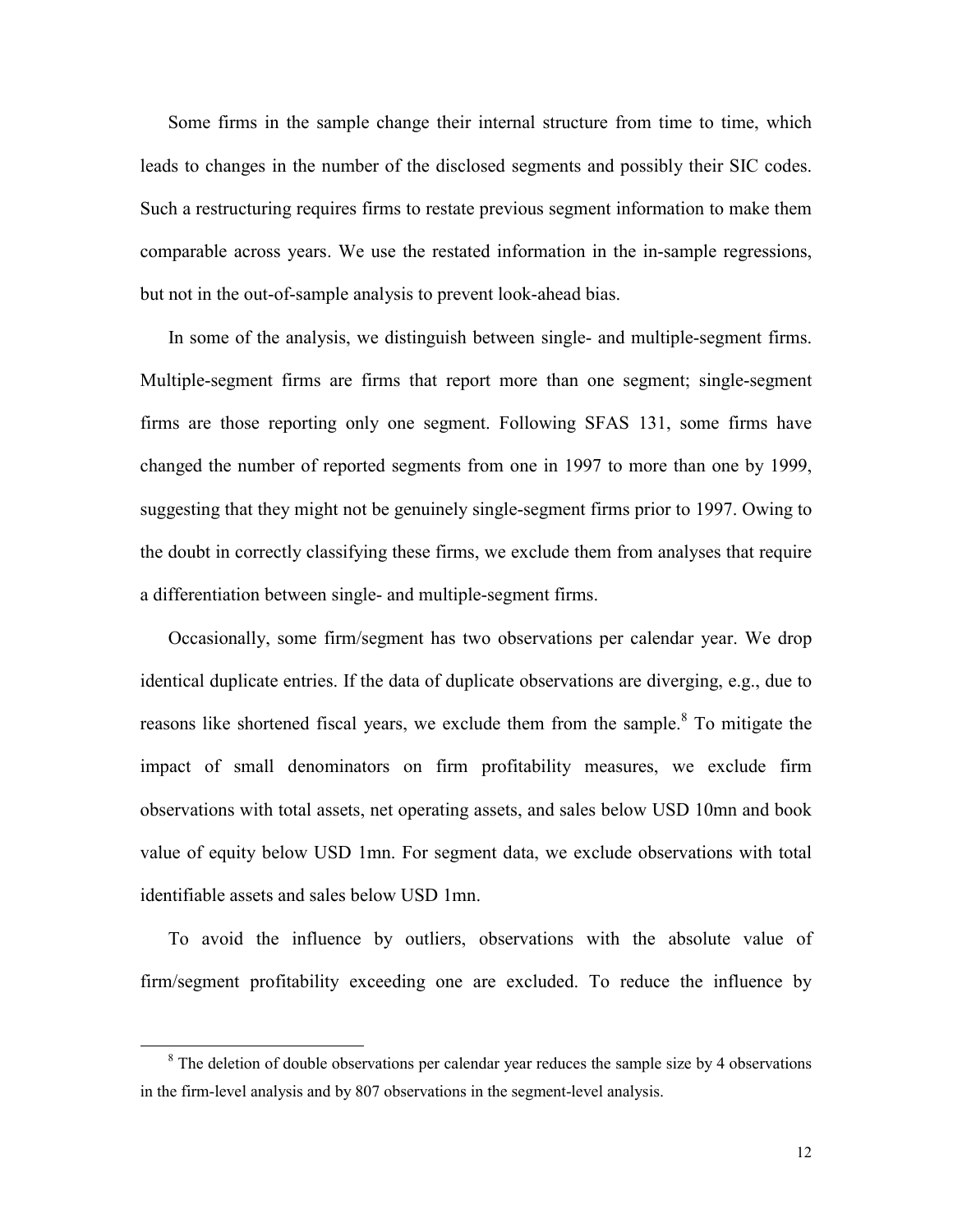Some firms in the sample change their internal structure from time to time, which leads to changes in the number of the disclosed segments and possibly their SIC codes. Such a restructuring requires firms to restate previous segment information to make them comparable across years. We use the restated information in the in-sample regressions, but not in the out-of-sample analysis to prevent look-ahead bias.

In some of the analysis, we distinguish between single- and multiple-segment firms. Multiple-segment firms are firms that report more than one segment; single-segment firms are those reporting only one segment. Following SFAS 131, some firms have changed the number of reported segments from one in 1997 to more than one by 1999, suggesting that they might not be genuinely single-segment firms prior to 1997. Owing to the doubt in correctly classifying these firms, we exclude them from analyses that require a differentiation between single- and multiple-segment firms.

Occasionally, some firm/segment has two observations per calendar year. We drop identical duplicate entries. If the data of duplicate observations are diverging, e.g., due to reasons like shortened fiscal years, we exclude them from the sample.[8] To mitigate the impact of small denominators on firm profitability measures, we exclude firm observations with total assets, net operating assets, and sales below USD 10mn and book value of equity below USD 1mn. For segment data, we exclude observations with total identifiable assets and sales below USD 1mn.

To avoid the influence by outliers, observations with the absolute value of firm/segment profitability exceeding one are excluded. To reduce the influence by

[8] The deletion of double observations per calendar year reduces the sample size by 4 observations in the firm-level analysis and by 807 observations in the segment-level analysis.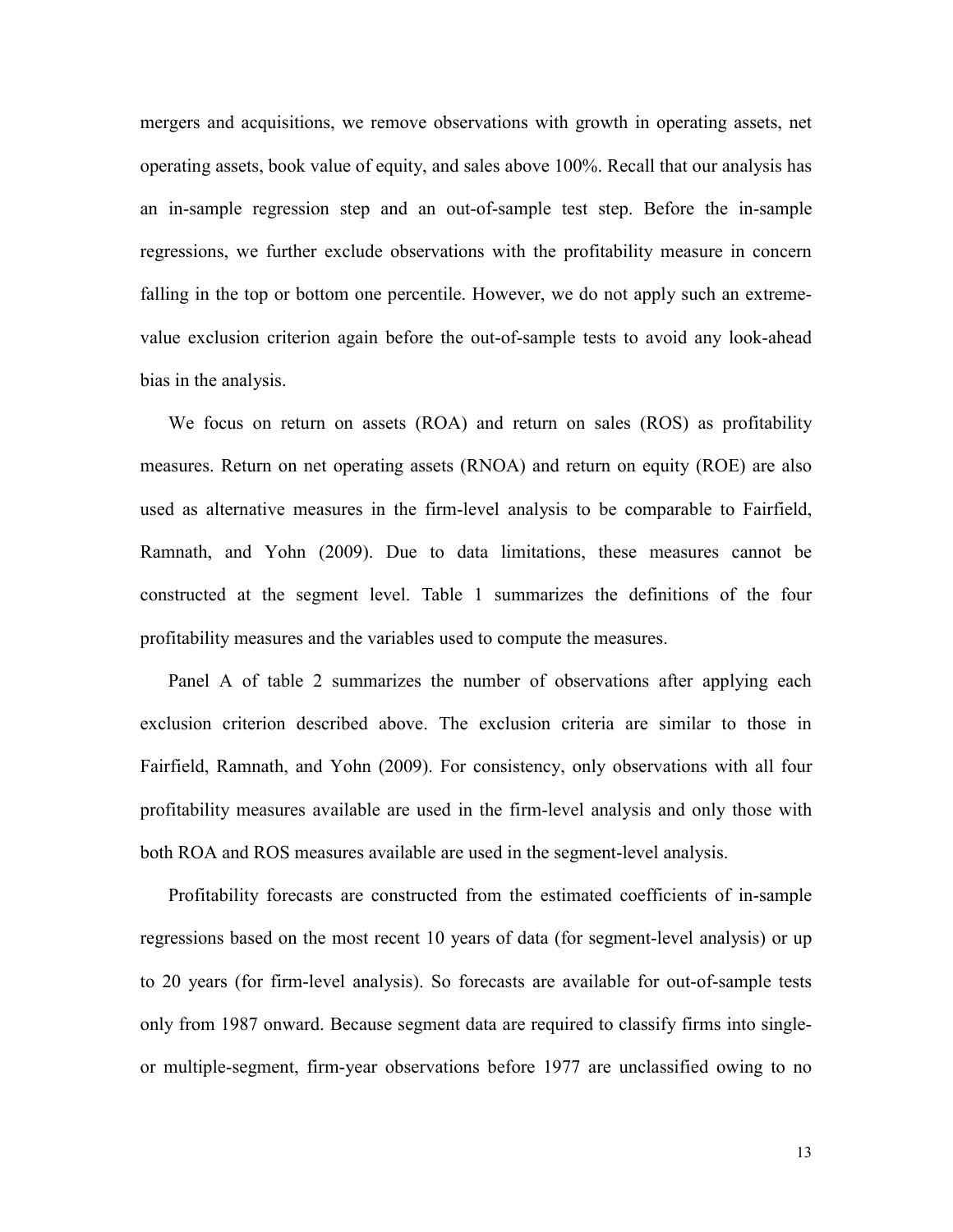mergers and acquisitions, we remove observations with growth in operating assets, net operating assets, book value of equity, and sales above 100%. Recall that our analysis has an in-sample regression step and an out-of-sample test step. Before the in-sample regressions, we further exclude observations with the profitability measure in concern falling in the top or bottom one percentile. However, we do not apply such an extreme-value exclusion criterion again before the out-of-sample tests to avoid any look-ahead bias in the analysis.

We focus on return on assets (ROA) and return on sales (ROS) as profitability measures. Return on net operating assets (RNOA) and return on equity (ROE) are also used as alternative measures in the firm-level analysis to be comparable to Fairfield, Ramnath, and Yohn (2009). Due to data limitations, these measures cannot be constructed at the segment level. Table 1 summarizes the definitions of the four profitability measures and the variables used to compute the measures.

Panel A of table 2 summarizes the number of observations after applying each exclusion criterion described above. The exclusion criteria are similar to those in Fairfield, Ramnath, and Yohn (2009). For consistency, only observations with all four profitability measures available are used in the firm-level analysis and only those with both ROA and ROS measures available are used in the segment-level analysis.

Profitability forecasts are constructed from the estimated coefficients of in-sample regressions based on the most recent 10 years of data (for segment-level analysis) or up to 20 years (for firm-level analysis). So forecasts are available for out-of-sample tests only from 1987 onward. Because segment data are required to classify firms into single- or multiple-segment, firm-year observations before 1977 are unclassified owing to no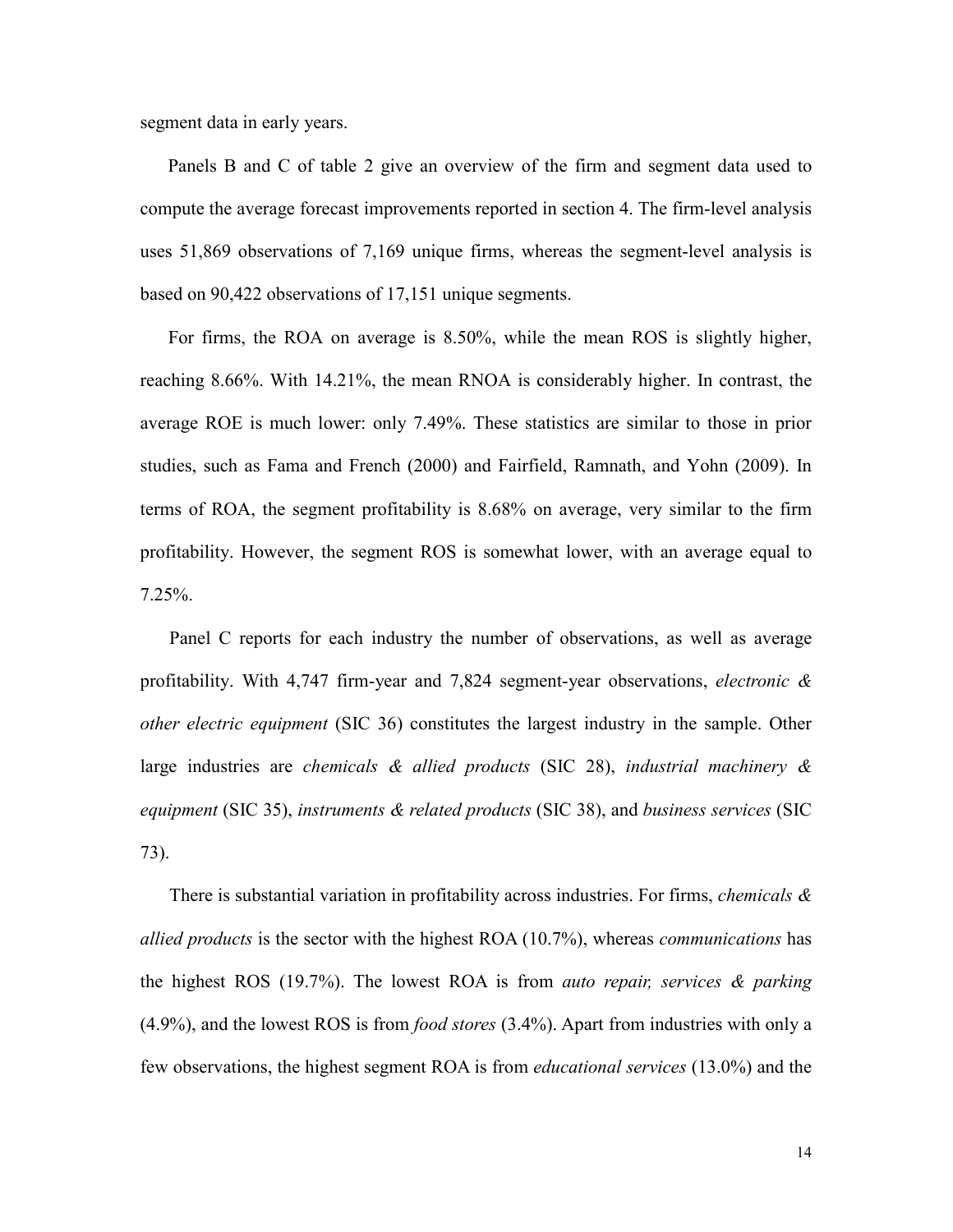segment data in early years.

Panels B and C of table 2 give an overview of the firm and segment data used to compute the average forecast improvements reported in section 4. The firm-level analysis uses 51,869 observations of 7,169 unique firms, whereas the segment-level analysis is based on 90,422 observations of 17,151 unique segments.

For firms, the ROA on average is 8.50%, while the mean ROS is slightly higher, reaching 8.66%. With 14.21%, the mean RNOA is considerably higher. In contrast, the average ROE is much lower: only 7.49%. These statistics are similar to those in prior studies, such as Fama and French (2000) and Fairfield, Ramnath, and Yohn (2009). In terms of ROA, the segment profitability is 8.68% on average, very similar to the firm profitability. However, the segment ROS is somewhat lower, with an average equal to 7.25%.

Panel C reports for each industry the number of observations, as well as average profitability. With 4,747 firm-year and 7,824 segment-year observations, *electronic & other electric equipment* (SIC 36) constitutes the largest industry in the sample. Other large industries are *chemicals & allied products* (SIC 28), *industrial machinery & equipment* (SIC 35), *instruments & related products* (SIC 38), and *business services* (SIC 73).

There is substantial variation in profitability across industries. For firms, *chemicals & allied products* is the sector with the highest ROA (10.7%), whereas *communications* has the highest ROS (19.7%). The lowest ROA is from *auto repair, services & parking* (4.9%), and the lowest ROS is from *food stores* (3.4%). Apart from industries with only a few observations, the highest segment ROA is from *educational services* (13.0%) and the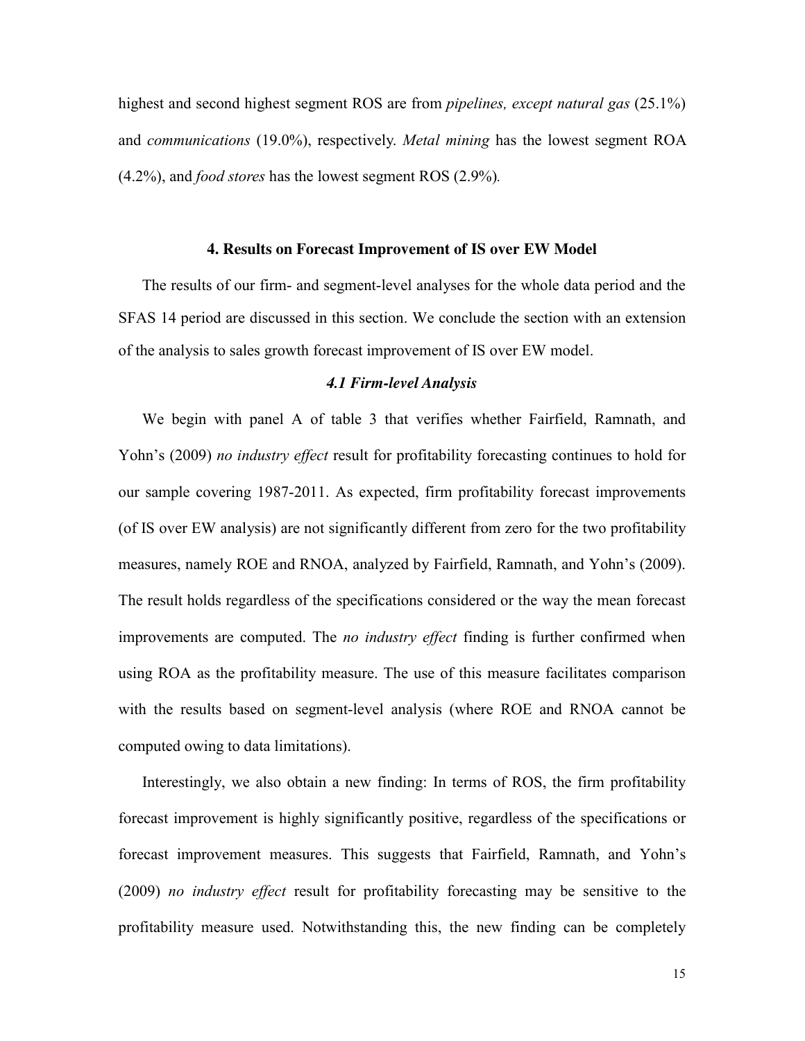highest and second highest segment ROS are from *pipelines, except natural gas* (25.1%) and *communications* (19.0%), respectively. *Metal mining* has the lowest segment ROA (4.2%), and *food stores* has the lowest segment ROS (2.9%).

## 4. Results on Forecast Improvement of IS over EW Model

The results of our firm- and segment-level analyses for the whole data period and the SFAS 14 period are discussed in this section. We conclude the section with an extension of the analysis to sales growth forecast improvement of IS over EW model.

### *4.1 Firm-level Analysis*

We begin with panel A of table 3 that verifies whether Fairfield, Ramnath, and Yohn's (2009) *no industry effect* result for profitability forecasting continues to hold for our sample covering 1987-2011. As expected, firm profitability forecast improvements (of IS over EW analysis) are not significantly different from zero for the two profitability measures, namely ROE and RNOA, analyzed by Fairfield, Ramnath, and Yohn's (2009). The result holds regardless of the specifications considered or the way the mean forecast improvements are computed. The *no industry effect* finding is further confirmed when using ROA as the profitability measure. The use of this measure facilitates comparison with the results based on segment-level analysis (where ROE and RNOA cannot be computed owing to data limitations).

Interestingly, we also obtain a new finding: In terms of ROS, the firm profitability forecast improvement is highly significantly positive, regardless of the specifications or forecast improvement measures. This suggests that Fairfield, Ramnath, and Yohn's (2009) *no industry effect* result for profitability forecasting may be sensitive to the profitability measure used. Notwithstanding this, the new finding can be completely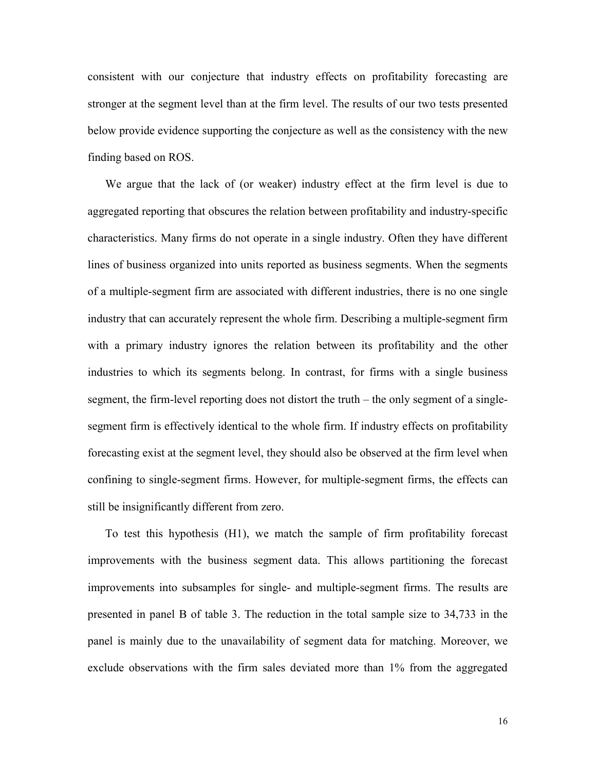consistent with our conjecture that industry effects on profitability forecasting are stronger at the segment level than at the firm level. The results of our two tests presented below provide evidence supporting the conjecture as well as the consistency with the new finding based on ROS.

We argue that the lack of (or weaker) industry effect at the firm level is due to aggregated reporting that obscures the relation between profitability and industry-specific characteristics. Many firms do not operate in a single industry. Often they have different lines of business organized into units reported as business segments. When the segments of a multiple-segment firm are associated with different industries, there is no one single industry that can accurately represent the whole firm. Describing a multiple-segment firm with a primary industry ignores the relation between its profitability and the other industries to which its segments belong. In contrast, for firms with a single business segment, the firm-level reporting does not distort the truth – the only segment of a single-segment firm is effectively identical to the whole firm. If industry effects on profitability forecasting exist at the segment level, they should also be observed at the firm level when confining to single-segment firms. However, for multiple-segment firms, the effects can still be insignificantly different from zero.

To test this hypothesis (H1), we match the sample of firm profitability forecast improvements with the business segment data. This allows partitioning the forecast improvements into subsamples for single- and multiple-segment firms. The results are presented in panel B of table 3. The reduction in the total sample size to 34,733 in the panel is mainly due to the unavailability of segment data for matching. Moreover, we exclude observations with the firm sales deviated more than 1% from the aggregated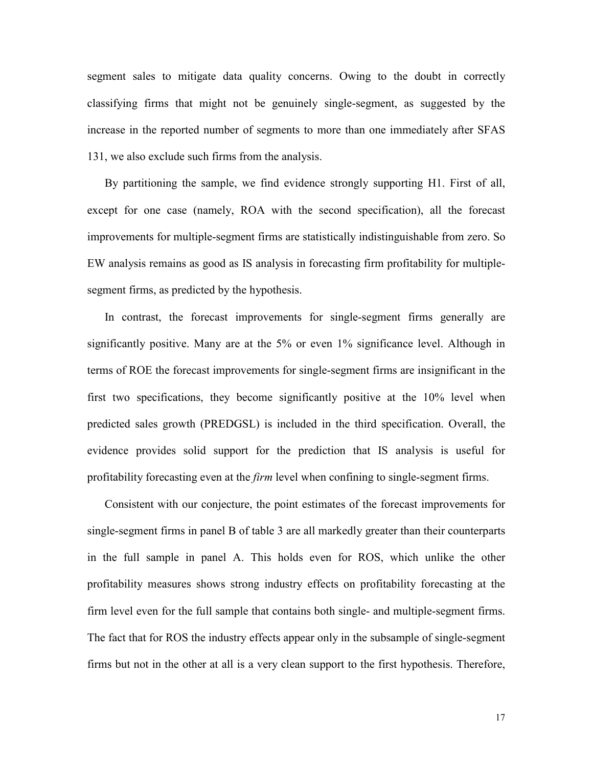segment sales to mitigate data quality concerns. Owing to the doubt in correctly classifying firms that might not be genuinely single-segment, as suggested by the increase in the reported number of segments to more than one immediately after SFAS 131, we also exclude such firms from the analysis.

By partitioning the sample, we find evidence strongly supporting H1. First of all, except for one case (namely, ROA with the second specification), all the forecast improvements for multiple-segment firms are statistically indistinguishable from zero. So EW analysis remains as good as IS analysis in forecasting firm profitability for multiple-segment firms, as predicted by the hypothesis.

In contrast, the forecast improvements for single-segment firms generally are significantly positive. Many are at the 5% or even 1% significance level. Although in terms of ROE the forecast improvements for single-segment firms are insignificant in the first two specifications, they become significantly positive at the 10% level when predicted sales growth (PREDGSL) is included in the third specification. Overall, the evidence provides solid support for the prediction that IS analysis is useful for profitability forecasting even at the *firm* level when confining to single-segment firms.

Consistent with our conjecture, the point estimates of the forecast improvements for single-segment firms in panel B of table 3 are all markedly greater than their counterparts in the full sample in panel A. This holds even for ROS, which unlike the other profitability measures shows strong industry effects on profitability forecasting at the firm level even for the full sample that contains both single- and multiple-segment firms. The fact that for ROS the industry effects appear only in the subsample of single-segment firms but not in the other at all is a very clean support to the first hypothesis. Therefore,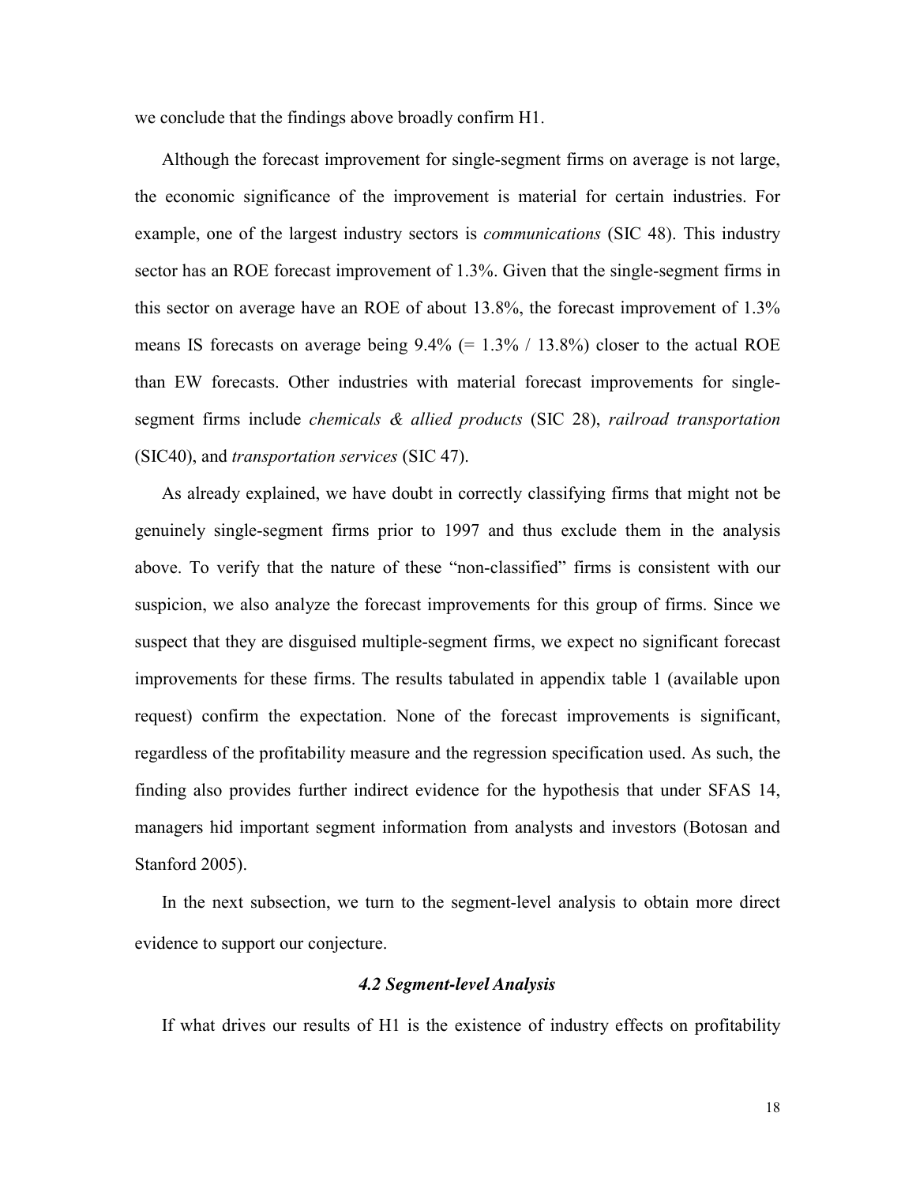we conclude that the findings above broadly confirm H1.

Although the forecast improvement for single-segment firms on average is not large, the economic significance of the improvement is material for certain industries. For example, one of the largest industry sectors is *communications* (SIC 48). This industry sector has an ROE forecast improvement of 1.3%. Given that the single-segment firms in this sector on average have an ROE of about 13.8%, the forecast improvement of 1.3% means IS forecasts on average being 9.4% (= 1.3% / 13.8%) closer to the actual ROE than EW forecasts. Other industries with material forecast improvements for single-segment firms include *chemicals & allied products* (SIC 28), *railroad transportation* (SIC40), and *transportation services* (SIC 47).

As already explained, we have doubt in correctly classifying firms that might not be genuinely single-segment firms prior to 1997 and thus exclude them in the analysis above. To verify that the nature of these "non-classified" firms is consistent with our suspicion, we also analyze the forecast improvements for this group of firms. Since we suspect that they are disguised multiple-segment firms, we expect no significant forecast improvements for these firms. The results tabulated in appendix table 1 (available upon request) confirm the expectation. None of the forecast improvements is significant, regardless of the profitability measure and the regression specification used. As such, the finding also provides further indirect evidence for the hypothesis that under SFAS 14, managers hid important segment information from analysts and investors (Botosan and Stanford 2005).

In the next subsection, we turn to the segment-level analysis to obtain more direct evidence to support our conjecture.

### *4.2 Segment-level Analysis*

If what drives our results of H1 is the existence of industry effects on profitability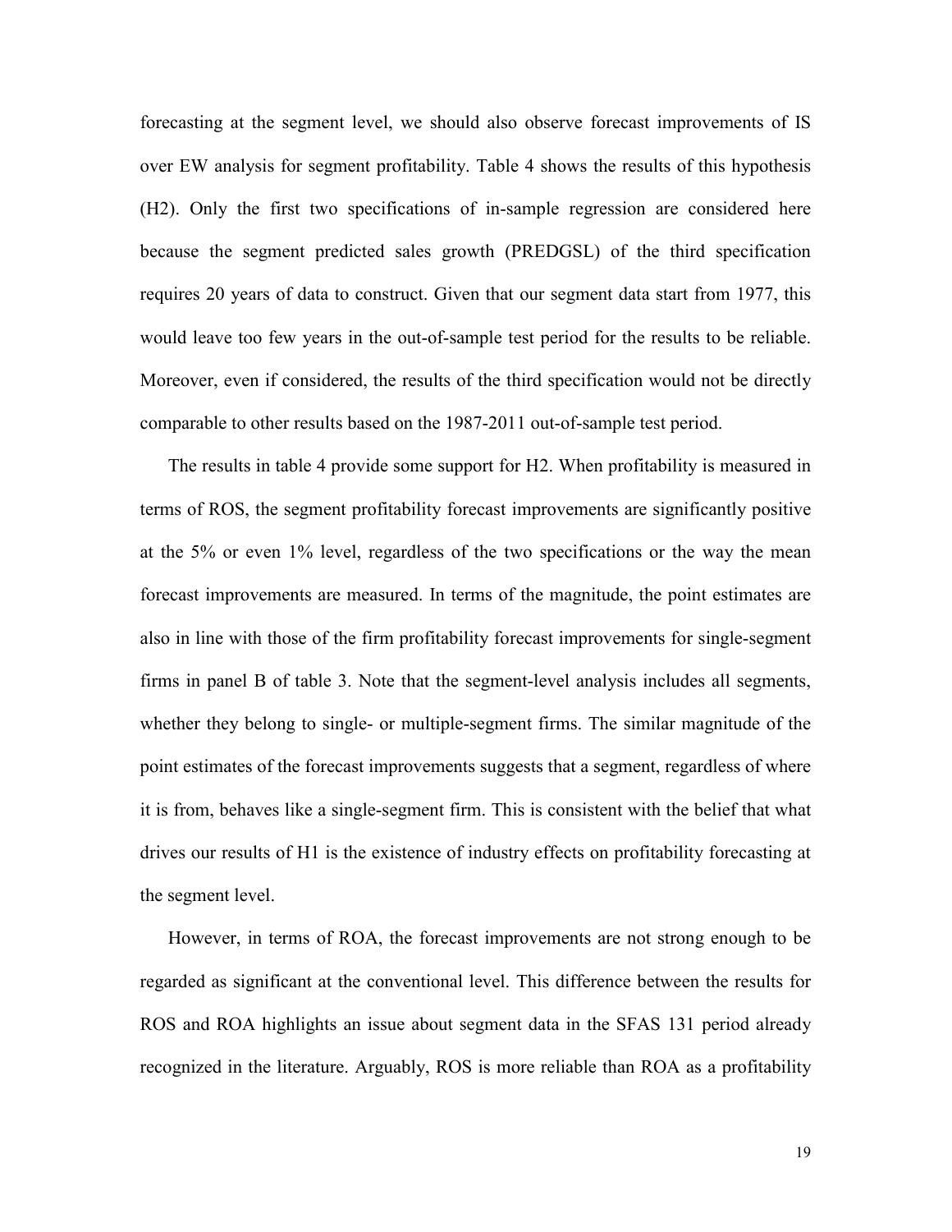forecasting at the segment level, we should also observe forecast improvements of IS over EW analysis for segment profitability. Table 4 shows the results of this hypothesis (H2). Only the first two specifications of in-sample regression are considered here because the segment predicted sales growth (PREDGSL) of the third specification requires 20 years of data to construct. Given that our segment data start from 1977, this would leave too few years in the out-of-sample test period for the results to be reliable. Moreover, even if considered, the results of the third specification would not be directly comparable to other results based on the 1987-2011 out-of-sample test period.

The results in table 4 provide some support for H2. When profitability is measured in terms of ROS, the segment profitability forecast improvements are significantly positive at the 5% or even 1% level, regardless of the two specifications or the way the mean forecast improvements are measured. In terms of the magnitude, the point estimates are also in line with those of the firm profitability forecast improvements for single-segment firms in panel B of table 3. Note that the segment-level analysis includes all segments, whether they belong to single- or multiple-segment firms. The similar magnitude of the point estimates of the forecast improvements suggests that a segment, regardless of where it is from, behaves like a single-segment firm. This is consistent with the belief that what drives our results of H1 is the existence of industry effects on profitability forecasting at the segment level.

However, in terms of ROA, the forecast improvements are not strong enough to be regarded as significant at the conventional level. This difference between the results for ROS and ROA highlights an issue about segment data in the SFAS 131 period already recognized in the literature. Arguably, ROS is more reliable than ROA as a profitability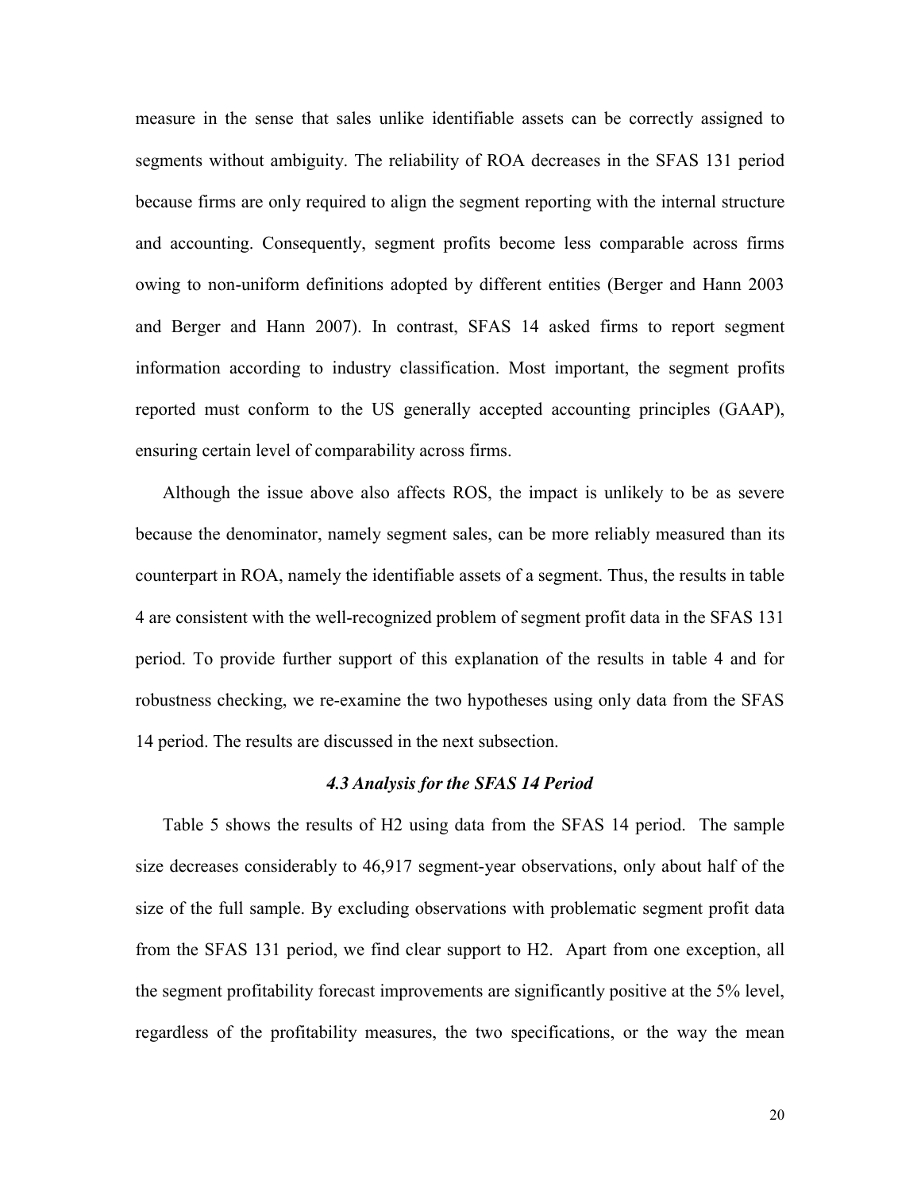measure in the sense that sales unlike identifiable assets can be correctly assigned to segments without ambiguity. The reliability of ROA decreases in the SFAS 131 period because firms are only required to align the segment reporting with the internal structure and accounting. Consequently, segment profits become less comparable across firms owing to non-uniform definitions adopted by different entities (Berger and Hann 2003 and Berger and Hann 2007). In contrast, SFAS 14 asked firms to report segment information according to industry classification. Most important, the segment profits reported must conform to the US generally accepted accounting principles (GAAP), ensuring certain level of comparability across firms.

Although the issue above also affects ROS, the impact is unlikely to be as severe because the denominator, namely segment sales, can be more reliably measured than its counterpart in ROA, namely the identifiable assets of a segment. Thus, the results in table 4 are consistent with the well-recognized problem of segment profit data in the SFAS 131 period. To provide further support of this explanation of the results in table 4 and for robustness checking, we re-examine the two hypotheses using only data from the SFAS 14 period. The results are discussed in the next subsection.

### *4.3 Analysis for the SFAS 14 Period*

Table 5 shows the results of H2 using data from the SFAS 14 period. The sample size decreases considerably to 46,917 segment-year observations, only about half of the size of the full sample. By excluding observations with problematic segment profit data from the SFAS 131 period, we find clear support to H2. Apart from one exception, all the segment profitability forecast improvements are significantly positive at the 5% level, regardless of the profitability measures, the two specifications, or the way the mean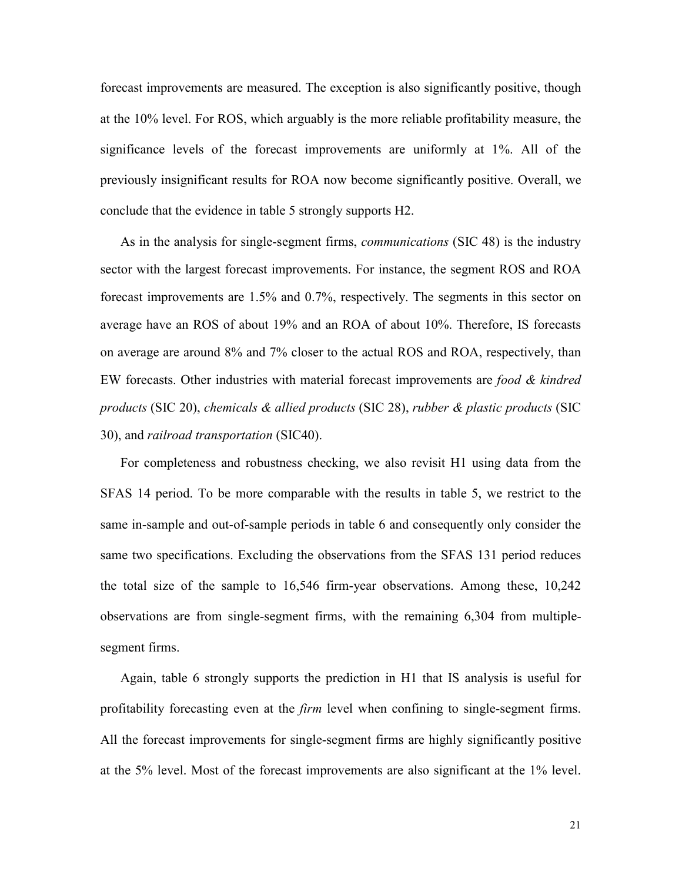forecast improvements are measured. The exception is also significantly positive, though at the 10% level. For ROS, which arguably is the more reliable profitability measure, the significance levels of the forecast improvements are uniformly at 1%. All of the previously insignificant results for ROA now become significantly positive. Overall, we conclude that the evidence in table 5 strongly supports H2.

As in the analysis for single-segment firms, *communications* (SIC 48) is the industry sector with the largest forecast improvements. For instance, the segment ROS and ROA forecast improvements are 1.5% and 0.7%, respectively. The segments in this sector on average have an ROS of about 19% and an ROA of about 10%. Therefore, IS forecasts on average are around 8% and 7% closer to the actual ROS and ROA, respectively, than EW forecasts. Other industries with material forecast improvements are *food & kindred products* (SIC 20), *chemicals & allied products* (SIC 28), *rubber & plastic products* (SIC 30), and *railroad transportation* (SIC40).

For completeness and robustness checking, we also revisit H1 using data from the SFAS 14 period. To be more comparable with the results in table 5, we restrict to the same in-sample and out-of-sample periods in table 6 and consequently only consider the same two specifications. Excluding the observations from the SFAS 131 period reduces the total size of the sample to 16,546 firm-year observations. Among these, 10,242 observations are from single-segment firms, with the remaining 6,304 from multiple-segment firms.

Again, table 6 strongly supports the prediction in H1 that IS analysis is useful for profitability forecasting even at the *firm* level when confining to single-segment firms. All the forecast improvements for single-segment firms are highly significantly positive at the 5% level. Most of the forecast improvements are also significant at the 1% level.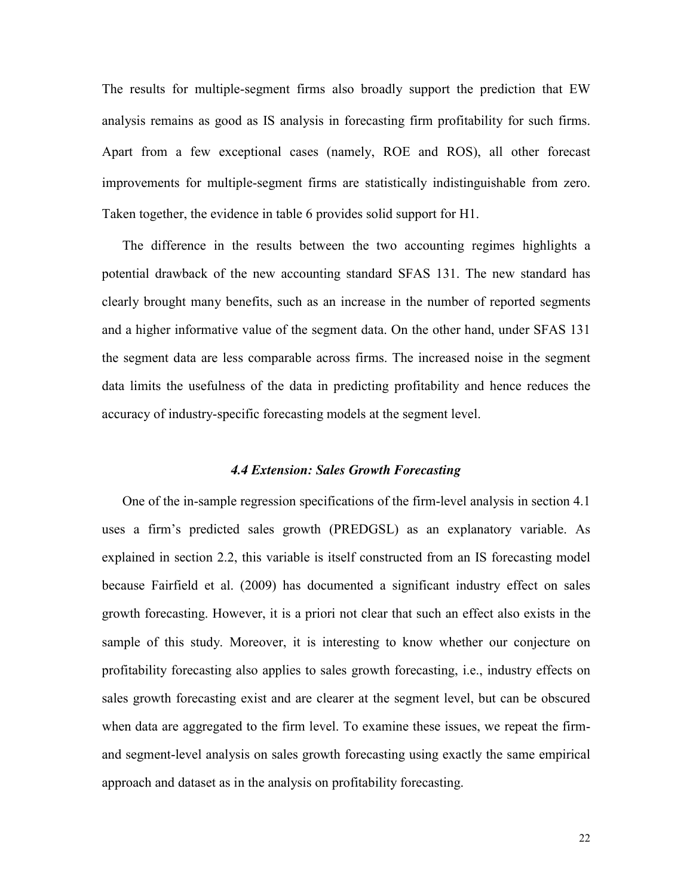The results for multiple-segment firms also broadly support the prediction that EW analysis remains as good as IS analysis in forecasting firm profitability for such firms. Apart from a few exceptional cases (namely, ROE and ROS), all other forecast improvements for multiple-segment firms are statistically indistinguishable from zero. Taken together, the evidence in table 6 provides solid support for H1.

The difference in the results between the two accounting regimes highlights a potential drawback of the new accounting standard SFAS 131. The new standard has clearly brought many benefits, such as an increase in the number of reported segments and a higher informative value of the segment data. On the other hand, under SFAS 131 the segment data are less comparable across firms. The increased noise in the segment data limits the usefulness of the data in predicting profitability and hence reduces the accuracy of industry-specific forecasting models at the segment level.

### *4.4 Extension: Sales Growth Forecasting*

One of the in-sample regression specifications of the firm-level analysis in section 4.1 uses a firm's predicted sales growth (PREDGSL) as an explanatory variable. As explained in section 2.2, this variable is itself constructed from an IS forecasting model because Fairfield et al. (2009) has documented a significant industry effect on sales growth forecasting. However, it is a priori not clear that such an effect also exists in the sample of this study. Moreover, it is interesting to know whether our conjecture on profitability forecasting also applies to sales growth forecasting, i.e., industry effects on sales growth forecasting exist and are clearer at the segment level, but can be obscured when data are aggregated to the firm level. To examine these issues, we repeat the firm- and segment-level analysis on sales growth forecasting using exactly the same empirical approach and dataset as in the analysis on profitability forecasting.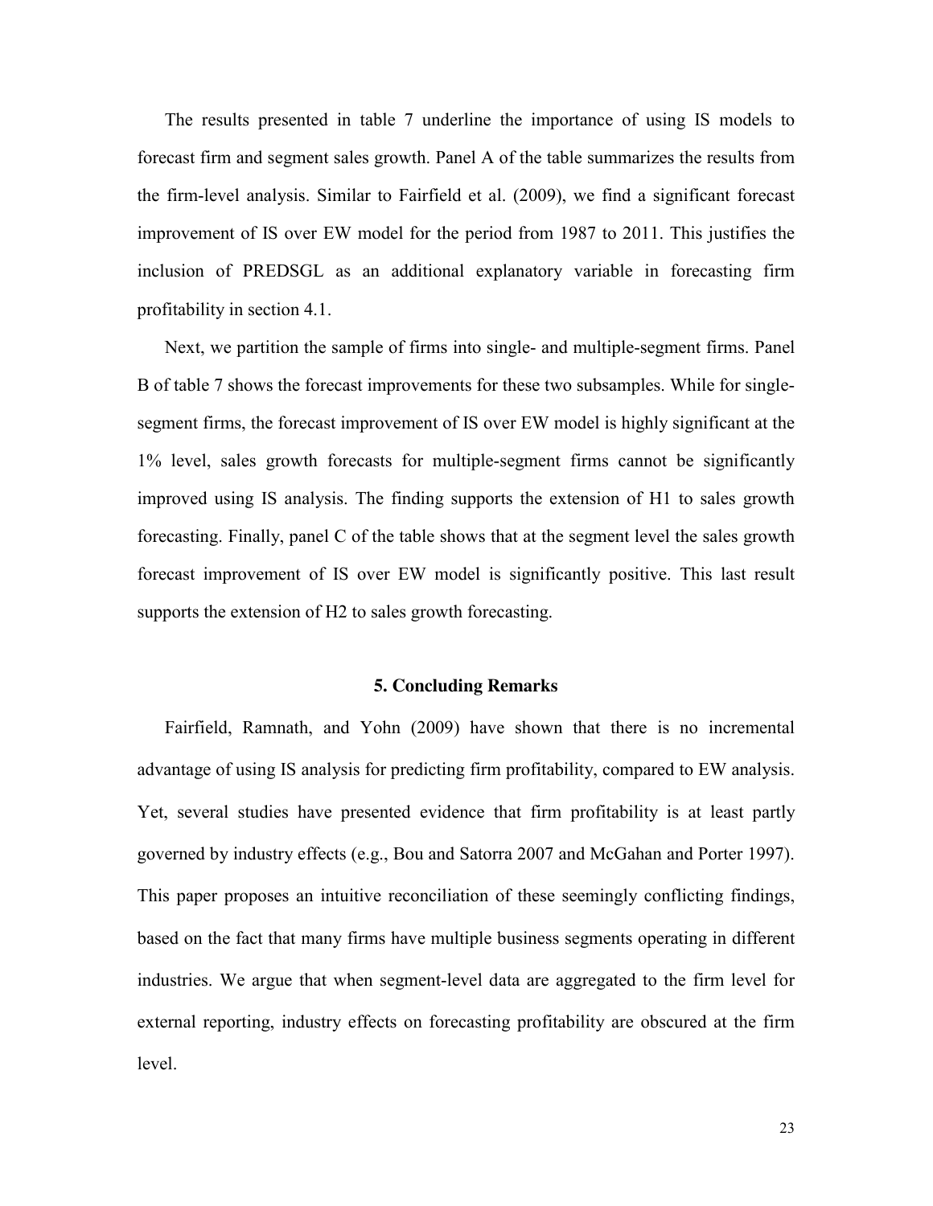The results presented in table 7 underline the importance of using IS models to forecast firm and segment sales growth. Panel A of the table summarizes the results from the firm-level analysis. Similar to Fairfield et al. (2009), we find a significant forecast improvement of IS over EW model for the period from 1987 to 2011. This justifies the inclusion of PREDSGL as an additional explanatory variable in forecasting firm profitability in section 4.1.

Next, we partition the sample of firms into single- and multiple-segment firms. Panel B of table 7 shows the forecast improvements for these two subsamples. While for single-segment firms, the forecast improvement of IS over EW model is highly significant at the 1% level, sales growth forecasts for multiple-segment firms cannot be significantly improved using IS analysis. The finding supports the extension of H1 to sales growth forecasting. Finally, panel C of the table shows that at the segment level the sales growth forecast improvement of IS over EW model is significantly positive. This last result supports the extension of H2 to sales growth forecasting.

## 5. Concluding Remarks

Fairfield, Ramnath, and Yohn (2009) have shown that there is no incremental advantage of using IS analysis for predicting firm profitability, compared to EW analysis. Yet, several studies have presented evidence that firm profitability is at least partly governed by industry effects (e.g., Bou and Satorra 2007 and McGahan and Porter 1997). This paper proposes an intuitive reconciliation of these seemingly conflicting findings, based on the fact that many firms have multiple business segments operating in different industries. We argue that when segment-level data are aggregated to the firm level for external reporting, industry effects on forecasting profitability are obscured at the firm level.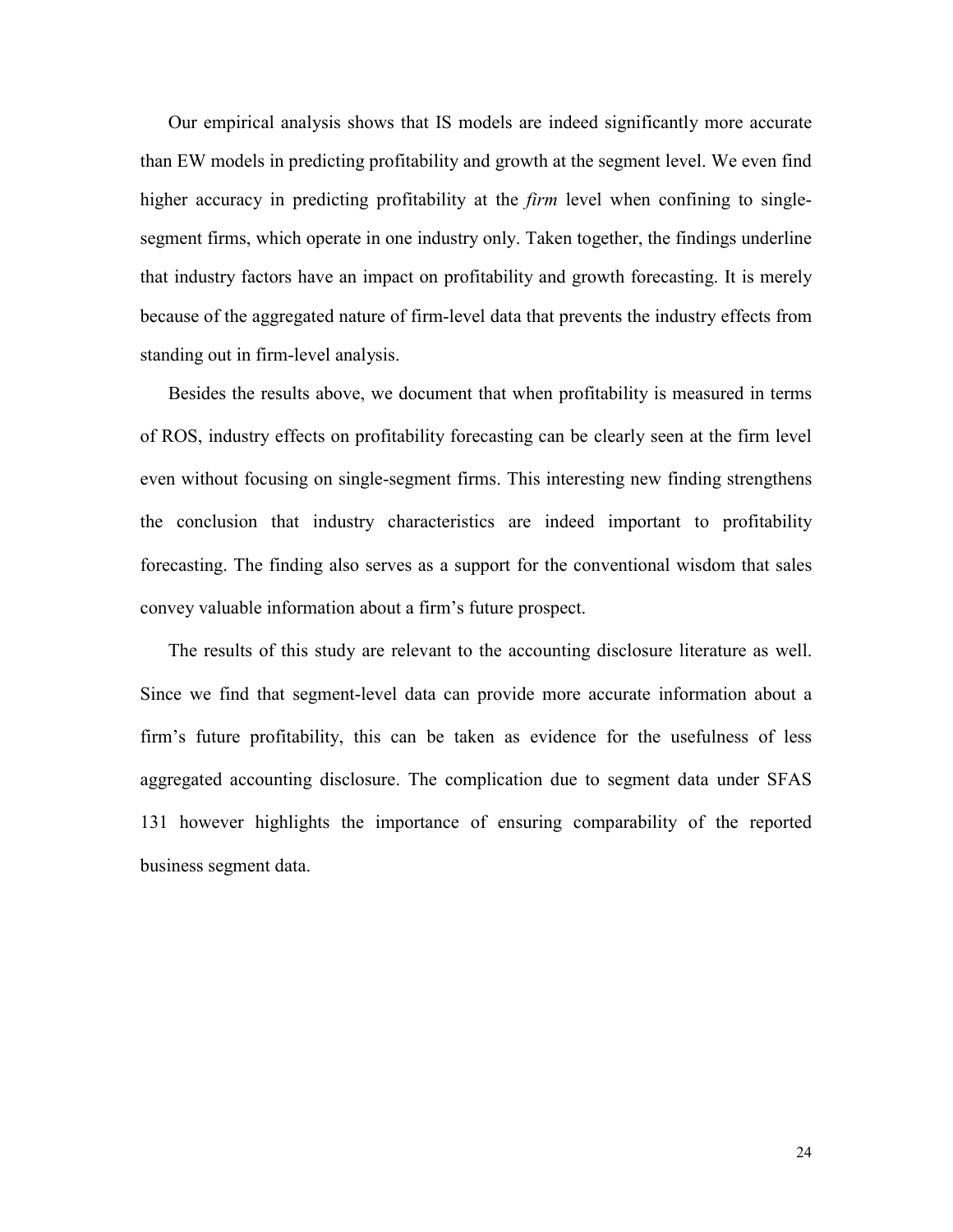Our empirical analysis shows that IS models are indeed significantly more accurate than EW models in predicting profitability and growth at the segment level. We even find higher accuracy in predicting profitability at the *firm* level when confining to single-segment firms, which operate in one industry only. Taken together, the findings underline that industry factors have an impact on profitability and growth forecasting. It is merely because of the aggregated nature of firm-level data that prevents the industry effects from standing out in firm-level analysis.

Besides the results above, we document that when profitability is measured in terms of ROS, industry effects on profitability forecasting can be clearly seen at the firm level even without focusing on single-segment firms. This interesting new finding strengthens the conclusion that industry characteristics are indeed important to profitability forecasting. The finding also serves as a support for the conventional wisdom that sales convey valuable information about a firm's future prospect.

The results of this study are relevant to the accounting disclosure literature as well. Since we find that segment-level data can provide more accurate information about a firm's future profitability, this can be taken as evidence for the usefulness of less aggregated accounting disclosure. The complication due to segment data under SFAS 131 however highlights the importance of ensuring comparability of the reported business segment data.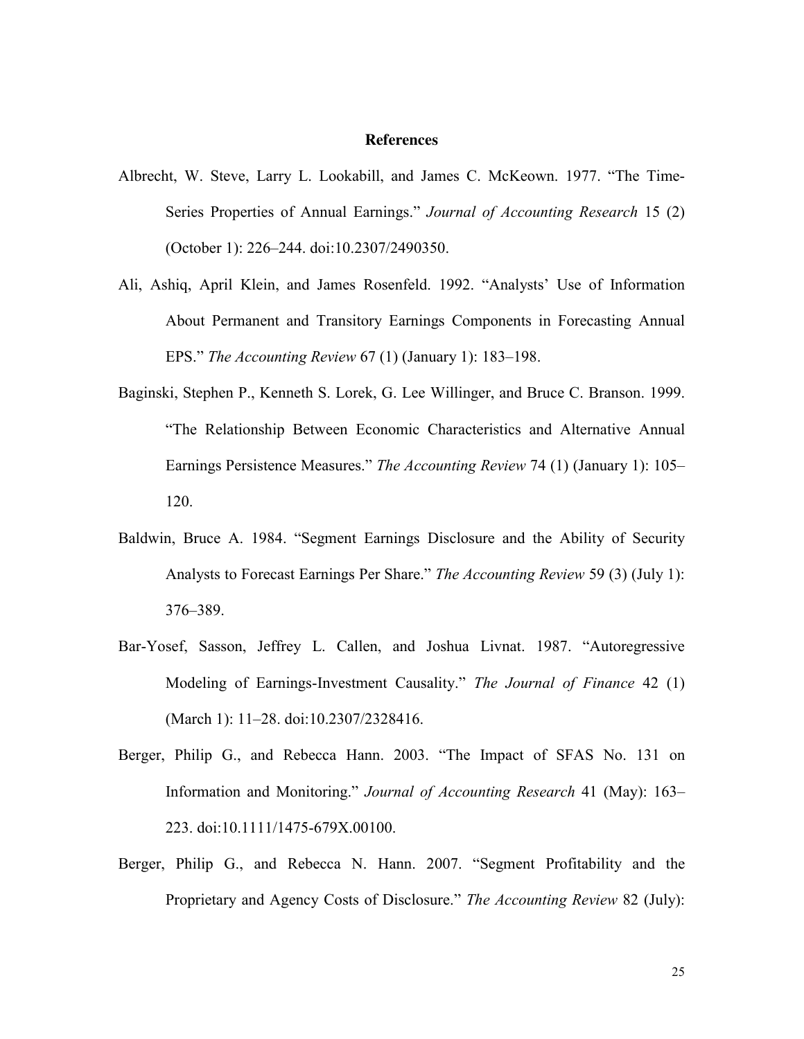## References

Albrecht, W. Steve, Larry L. Lookabill, and James C. McKeown. 1977. "The Time-Series Properties of Annual Earnings." *Journal of Accounting Research* 15 (2) (October 1): 226–244. doi:10.2307/2490350.

Ali, Ashiq, April Klein, and James Rosenfeld. 1992. "Analysts' Use of Information About Permanent and Transitory Earnings Components in Forecasting Annual EPS." *The Accounting Review* 67 (1) (January 1): 183–198.

Baginski, Stephen P., Kenneth S. Lorek, G. Lee Willinger, and Bruce C. Branson. 1999. "The Relationship Between Economic Characteristics and Alternative Annual Earnings Persistence Measures." *The Accounting Review* 74 (1) (January 1): 105–120.

Baldwin, Bruce A. 1984. "Segment Earnings Disclosure and the Ability of Security Analysts to Forecast Earnings Per Share." *The Accounting Review* 59 (3) (July 1): 376–389.

Bar-Yosef, Sasson, Jeffrey L. Callen, and Joshua Livnat. 1987. "Autoregressive Modeling of Earnings-Investment Causality." *The Journal of Finance* 42 (1) (March 1): 11–28. doi:10.2307/2328416.

Berger, Philip G., and Rebecca Hann. 2003. "The Impact of SFAS No. 131 on Information and Monitoring." *Journal of Accounting Research* 41 (May): 163–223. doi:10.1111/1475-679X.00100.

Berger, Philip G., and Rebecca N. Hann. 2007. "Segment Profitability and the Proprietary and Agency Costs of Disclosure." *The Accounting Review* 82 (July):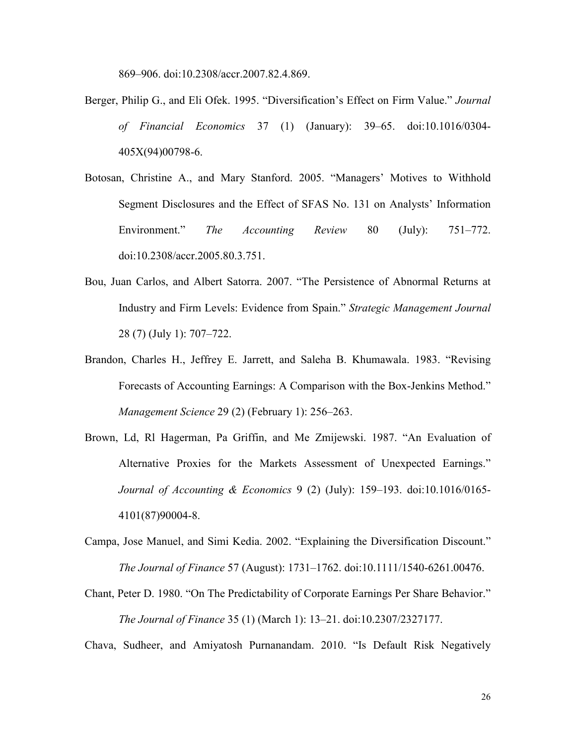869–906. doi:10.2308/accr.2007.82.4.869.

Berger, Philip G., and Eli Ofek. 1995. "Diversification's Effect on Firm Value." *Journal of Financial Economics* 37 (1) (January): 39–65. doi:10.1016/0304-405X(94)00798-6.

Botosan, Christine A., and Mary Stanford. 2005. "Managers' Motives to Withhold Segment Disclosures and the Effect of SFAS No. 131 on Analysts' Information Environment." *The Accounting Review* 80 (July): 751–772. doi:10.2308/accr.2005.80.3.751.

Bou, Juan Carlos, and Albert Satorra. 2007. "The Persistence of Abnormal Returns at Industry and Firm Levels: Evidence from Spain." *Strategic Management Journal* 28 (7) (July 1): 707–722.

Brandon, Charles H., Jeffrey E. Jarrett, and Saleha B. Khumawala. 1983. "Revising Forecasts of Accounting Earnings: A Comparison with the Box-Jenkins Method." *Management Science* 29 (2) (February 1): 256–263.

Brown, Ld, Rl Hagerman, Pa Griffin, and Me Zmijewski. 1987. "An Evaluation of Alternative Proxies for the Markets Assessment of Unexpected Earnings." *Journal of Accounting & Economics* 9 (2) (July): 159–193. doi:10.1016/0165-4101(87)90004-8.

Campa, Jose Manuel, and Simi Kedia. 2002. "Explaining the Diversification Discount." *The Journal of Finance* 57 (August): 1731–1762. doi:10.1111/1540-6261.00476.

Chant, Peter D. 1980. "On The Predictability of Corporate Earnings Per Share Behavior." *The Journal of Finance* 35 (1) (March 1): 13–21. doi:10.2307/2327177.

Chava, Sudheer, and Amiyatosh Purnanandam. 2010. "Is Default Risk Negatively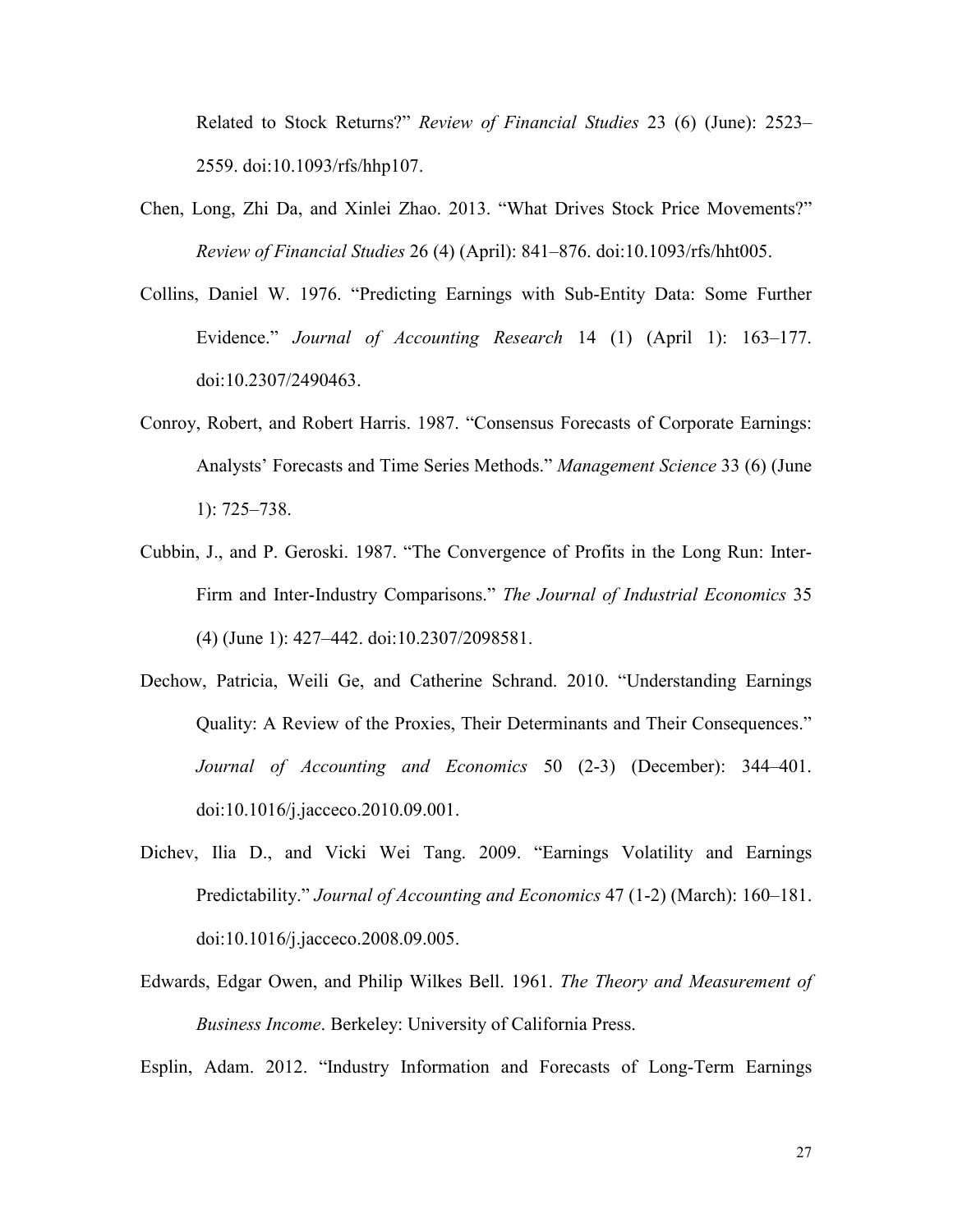Related to Stock Returns?" *Review of Financial Studies* 23 (6) (June): 2523–2559. doi:10.1093/rfs/hhp107.

Chen, Long, Zhi Da, and Xinlei Zhao. 2013. "What Drives Stock Price Movements?" *Review of Financial Studies* 26 (4) (April): 841–876. doi:10.1093/rfs/hht005.

Collins, Daniel W. 1976. "Predicting Earnings with Sub-Entity Data: Some Further Evidence." *Journal of Accounting Research* 14 (1) (April 1): 163–177. doi:10.2307/2490463.

Conroy, Robert, and Robert Harris. 1987. "Consensus Forecasts of Corporate Earnings: Analysts' Forecasts and Time Series Methods." *Management Science* 33 (6) (June 1): 725–738.

Cubbin, J., and P. Geroski. 1987. "The Convergence of Profits in the Long Run: Inter-Firm and Inter-Industry Comparisons." *The Journal of Industrial Economics* 35 (4) (June 1): 427–442. doi:10.2307/2098581.

Dechow, Patricia, Weili Ge, and Catherine Schrand. 2010. "Understanding Earnings Quality: A Review of the Proxies, Their Determinants and Their Consequences." *Journal of Accounting and Economics* 50 (2-3) (December): 344–401. doi:10.1016/j.jacceco.2010.09.001.

Dichev, Ilia D., and Vicki Wei Tang. 2009. "Earnings Volatility and Earnings Predictability." *Journal of Accounting and Economics* 47 (1-2) (March): 160–181. doi:10.1016/j.jacceco.2008.09.005.

Edwards, Edgar Owen, and Philip Wilkes Bell. 1961. *The Theory and Measurement of Business Income*. Berkeley: University of California Press.

Esplin, Adam. 2012. "Industry Information and Forecasts of Long-Term Earnings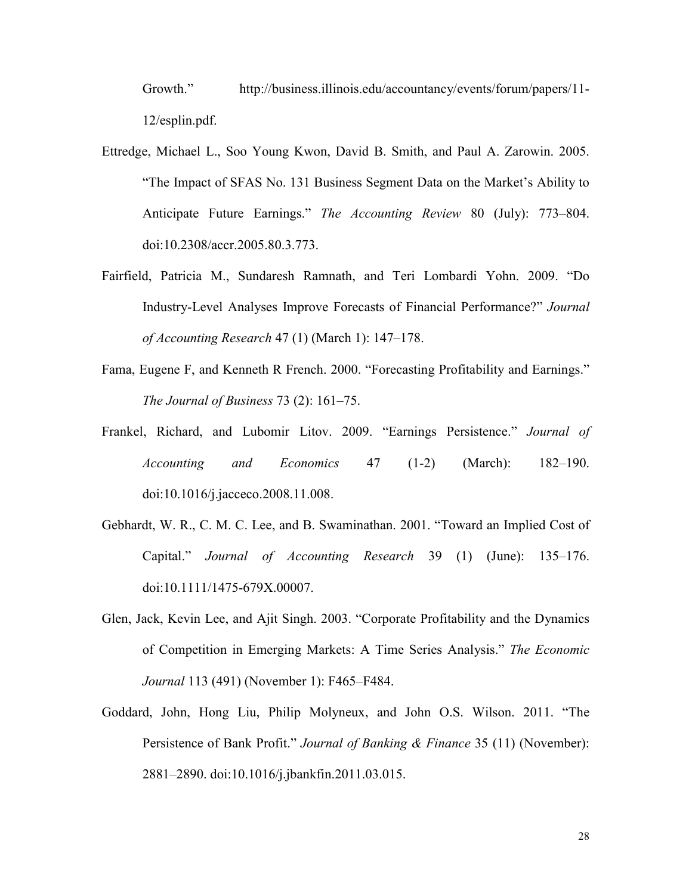Growth." http://business.illinois.edu/accountancy/events/forum/papers/11-12/esplin.pdf.

Ettredge, Michael L., Soo Young Kwon, David B. Smith, and Paul A. Zarowin. 2005. "The Impact of SFAS No. 131 Business Segment Data on the Market's Ability to Anticipate Future Earnings." *The Accounting Review* 80 (July): 773–804. doi:10.2308/accr.2005.80.3.773.

Fairfield, Patricia M., Sundaresh Ramnath, and Teri Lombardi Yohn. 2009. "Do Industry-Level Analyses Improve Forecasts of Financial Performance?" *Journal of Accounting Research* 47 (1) (March 1): 147–178.

Fama, Eugene F, and Kenneth R French. 2000. "Forecasting Profitability and Earnings." *The Journal of Business* 73 (2): 161–75.

Frankel, Richard, and Lubomir Litov. 2009. "Earnings Persistence." *Journal of Accounting and Economics* 47 (1-2) (March): 182–190. doi:10.1016/j.jacceco.2008.11.008.

Gebhardt, W. R., C. M. C. Lee, and B. Swaminathan. 2001. "Toward an Implied Cost of Capital." *Journal of Accounting Research* 39 (1) (June): 135–176. doi:10.1111/1475-679X.00007.

Glen, Jack, Kevin Lee, and Ajit Singh. 2003. "Corporate Profitability and the Dynamics of Competition in Emerging Markets: A Time Series Analysis." *The Economic Journal* 113 (491) (November 1): F465–F484.

Goddard, John, Hong Liu, Philip Molyneux, and John O.S. Wilson. 2011. "The Persistence of Bank Profit." *Journal of Banking & Finance* 35 (11) (November): 2881–2890. doi:10.1016/j.jbankfin.2011.03.015.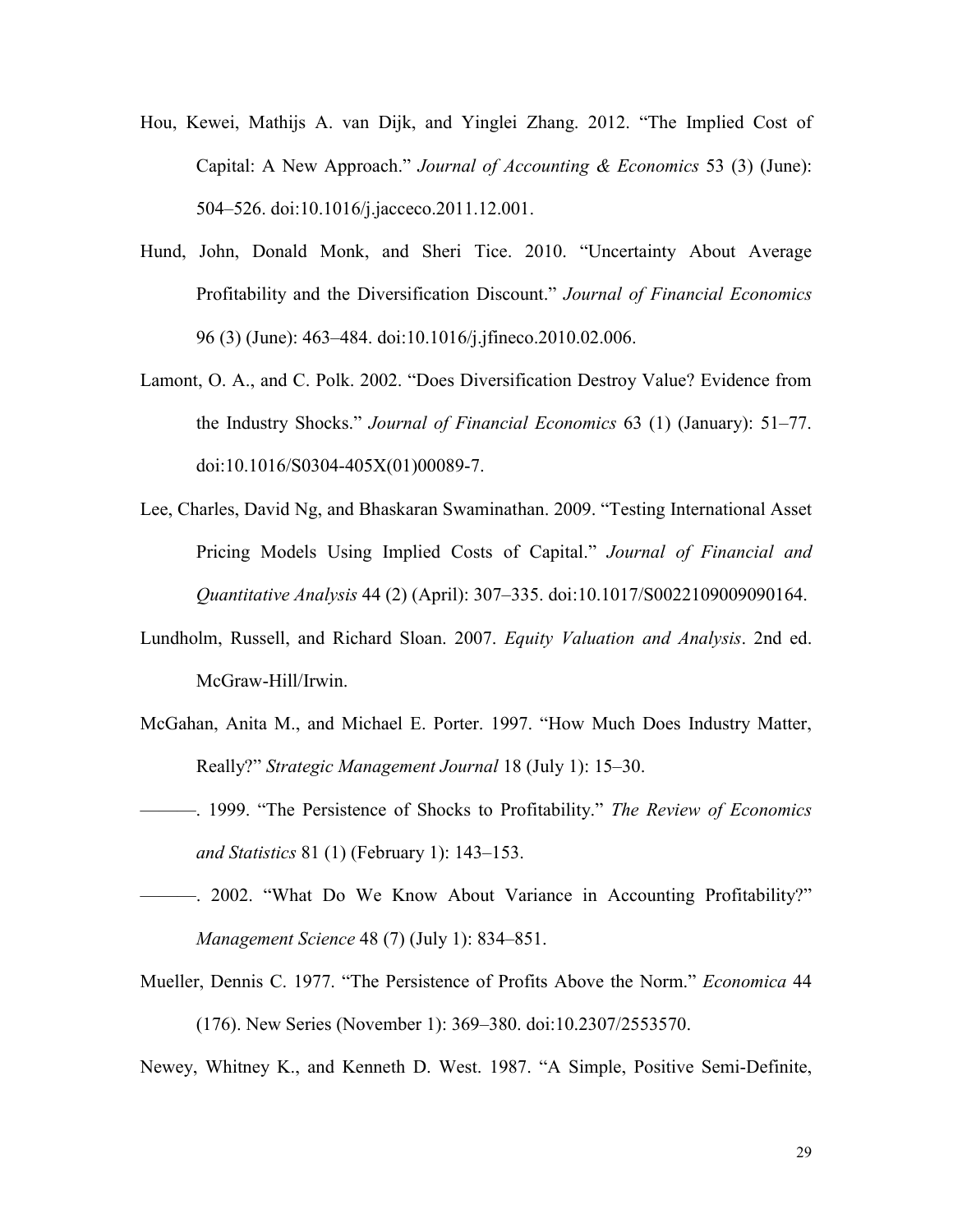Hou, Kewei, Mathijs A. van Dijk, and Yinglei Zhang. 2012. "The Implied Cost of Capital: A New Approach." *Journal of Accounting & Economics* 53 (3) (June): 504–526. doi:10.1016/j.jacceco.2011.12.001.

Hund, John, Donald Monk, and Sheri Tice. 2010. "Uncertainty About Average Profitability and the Diversification Discount." *Journal of Financial Economics* 96 (3) (June): 463–484. doi:10.1016/j.jfineco.2010.02.006.

Lamont, O. A., and C. Polk. 2002. "Does Diversification Destroy Value? Evidence from the Industry Shocks." *Journal of Financial Economics* 63 (1) (January): 51–77. doi:10.1016/S0304-405X(01)00089-7.

Lee, Charles, David Ng, and Bhaskaran Swaminathan. 2009. "Testing International Asset Pricing Models Using Implied Costs of Capital." *Journal of Financial and Quantitative Analysis* 44 (2) (April): 307–335. doi:10.1017/S0022109009090164.

Lundholm, Russell, and Richard Sloan. 2007. *Equity Valuation and Analysis*. 2nd ed. McGraw-Hill/Irwin.

McGahan, Anita M., and Michael E. Porter. 1997. "How Much Does Industry Matter, Really?" *Strategic Management Journal* 18 (July 1): 15–30.

———. 1999. "The Persistence of Shocks to Profitability." *The Review of Economics and Statistics* 81 (1) (February 1): 143–153.

———. 2002. "What Do We Know About Variance in Accounting Profitability?" *Management Science* 48 (7) (July 1): 834–851.

Mueller, Dennis C. 1977. "The Persistence of Profits Above the Norm." *Economica* 44 (176). New Series (November 1): 369–380. doi:10.2307/2553570.

Newey, Whitney K., and Kenneth D. West. 1987. "A Simple, Positive Semi-Definite,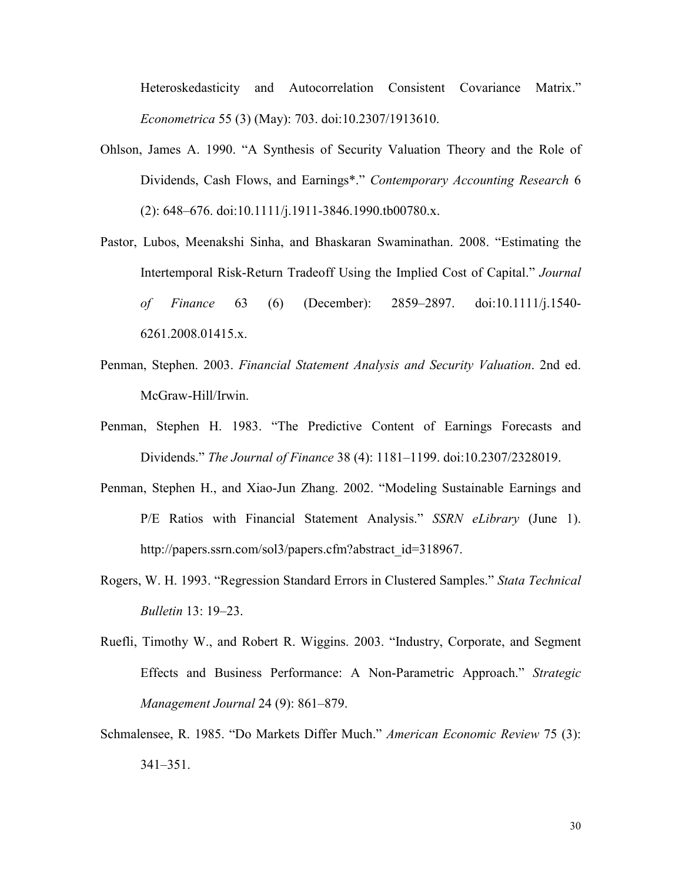Heteroskedasticity and Autocorrelation Consistent Covariance Matrix." *Econometrica* 55 (3) (May): 703. doi:10.2307/1913610.

Ohlson, James A. 1990. "A Synthesis of Security Valuation Theory and the Role of Dividends, Cash Flows, and Earnings*." *Contemporary Accounting Research* 6 (2): 648–676. doi:10.1111/j.1911-3846.1990.tb00780.x.

Pastor, Lubos, Meenakshi Sinha, and Bhaskaran Swaminathan. 2008. "Estimating the Intertemporal Risk-Return Tradeoff Using the Implied Cost of Capital." *Journal of Finance* 63 (6) (December): 2859–2897. doi:10.1111/j.1540-6261.2008.01415.x.

Penman, Stephen. 2003. *Financial Statement Analysis and Security Valuation*. 2nd ed. McGraw-Hill/Irwin.

Penman, Stephen H. 1983. "The Predictive Content of Earnings Forecasts and Dividends." *The Journal of Finance* 38 (4): 1181–1199. doi:10.2307/2328019.

Penman, Stephen H., and Xiao-Jun Zhang. 2002. "Modeling Sustainable Earnings and P/E Ratios with Financial Statement Analysis." *SSRN eLibrary* (June 1). http://papers.ssrn.com/sol3/papers.cfm?abstract_id=318967.

Rogers, W. H. 1993. "Regression Standard Errors in Clustered Samples." *Stata Technical Bulletin* 13: 19–23.

Ruefli, Timothy W., and Robert R. Wiggins. 2003. "Industry, Corporate, and Segment Effects and Business Performance: A Non-Parametric Approach." *Strategic Management Journal* 24 (9): 861–879.

Schmalensee, R. 1985. "Do Markets Differ Much." *American Economic Review* 75 (3): 341–351.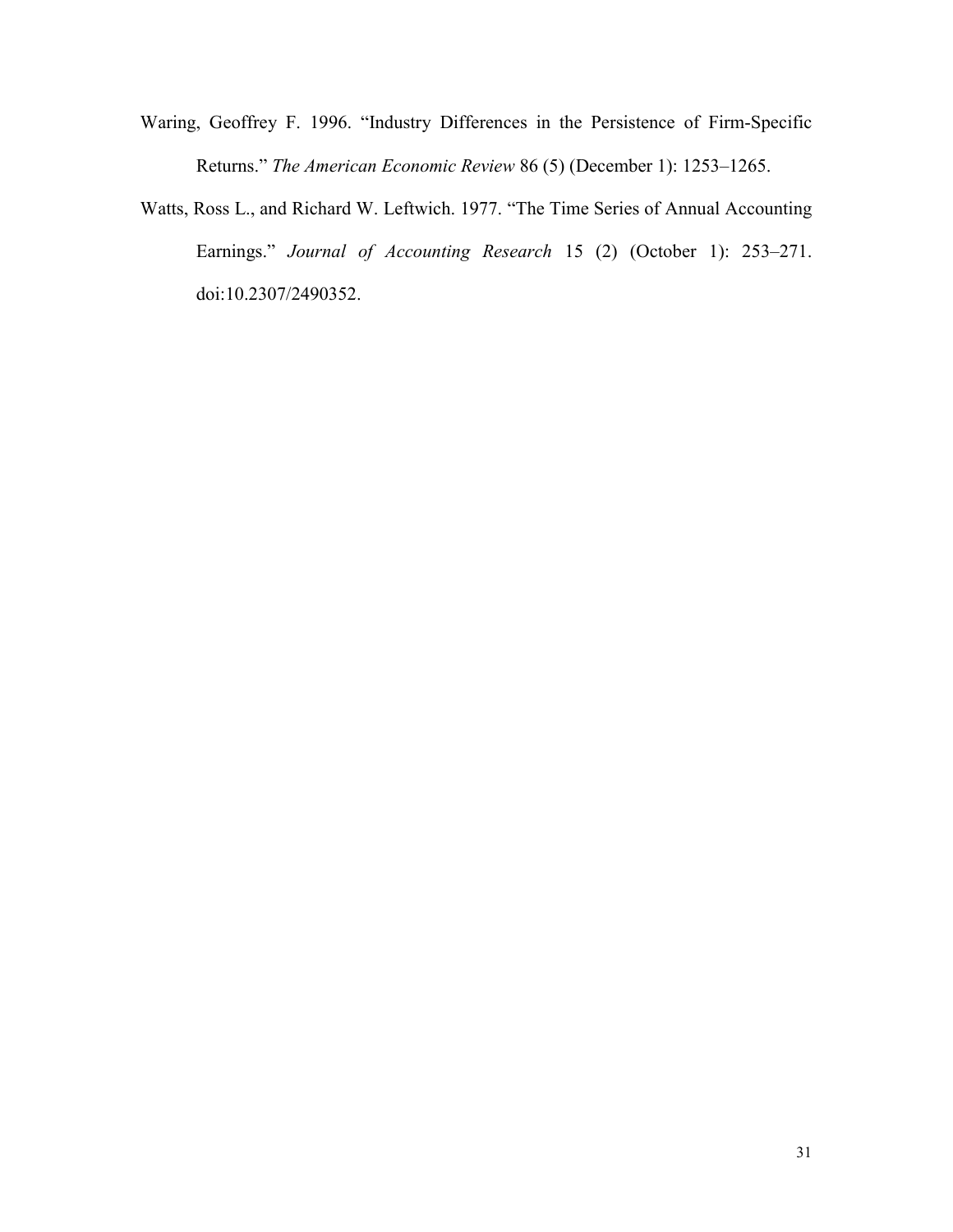Waring, Geoffrey F. 1996. "Industry Differences in the Persistence of Firm-Specific Returns." *The American Economic Review* 86 (5) (December 1): 1253–1265.

Watts, Ross L., and Richard W. Leftwich. 1977. "The Time Series of Annual Accounting Earnings." *Journal of Accounting Research* 15 (2) (October 1): 253–271. doi:10.2307/2490352.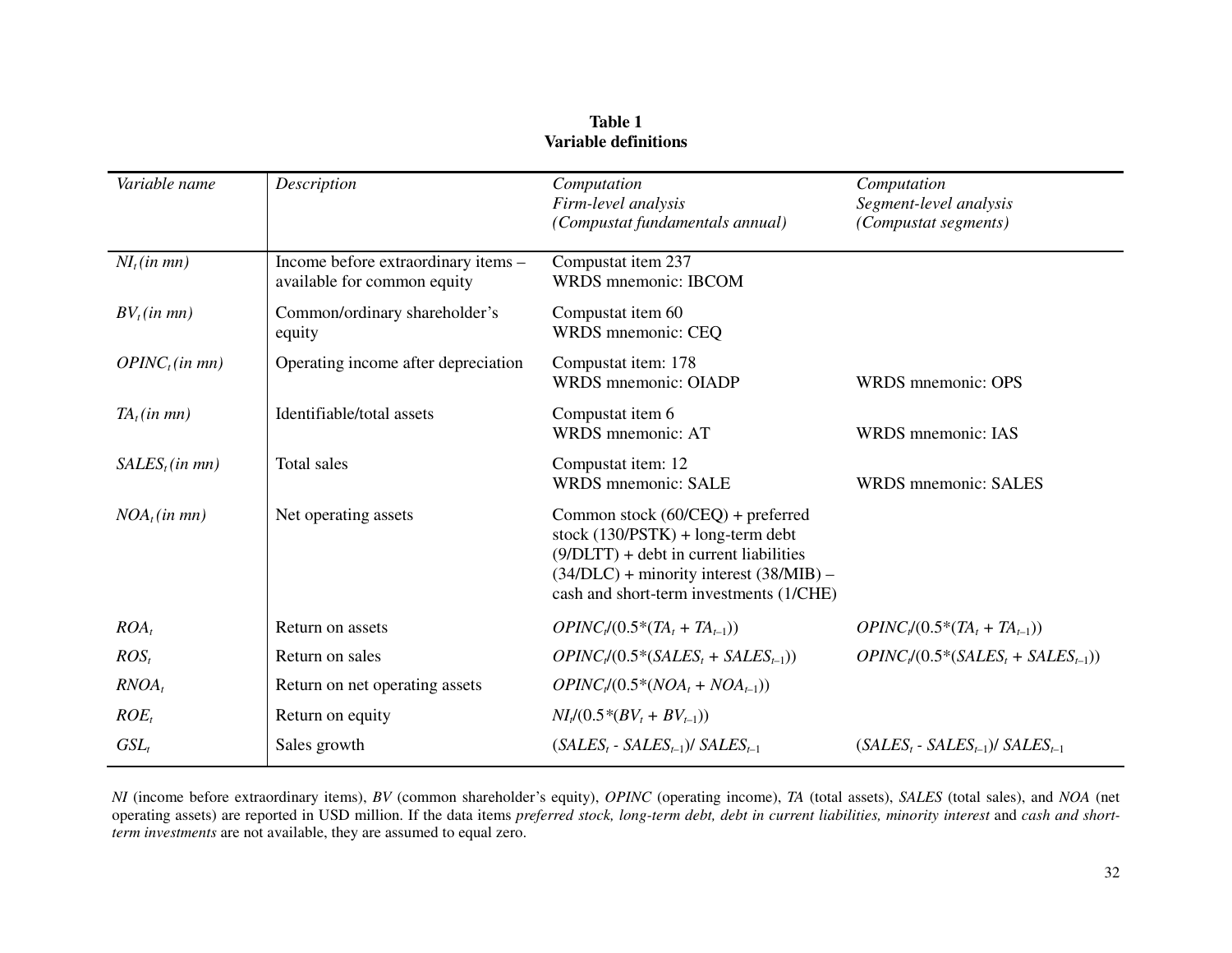**Table 1**
**Variable definitions**

| *Variable name* | *Description* | *Computation Firm-level analysis (Compustat fundamentals annual)* | *Computation Segment-level analysis (Compustat segments)* |
|---|---|---|---|
| $NI_t$ *(in mn)* | Income before extraordinary items – available for common equity | Compustat item 237 WRDS mnemonic: IBCOM | |
| $BV_t$ *(in mn)* | Common/ordinary shareholder's equity | Compustat item 60 WRDS mnemonic: CEQ | |
| $OPINC_t$ *(in mn)* | Operating income after depreciation | Compustat item: 178 WRDS mnemonic: OIADP | WRDS mnemonic: OPS |
| $TA_t$ *(in mn)* | Identifiable/total assets | Compustat item 6 WRDS mnemonic: AT | WRDS mnemonic: IAS |
| $SALES_t$ *(in mn)* | Total sales | Compustat item: 12 WRDS mnemonic: SALE | WRDS mnemonic: SALES |
| $NOA_t$ *(in mn)* | Net operating assets | Common stock (60/CEQ) + preferred stock (130/PSTK) + long-term debt (9/DLTT) + debt in current liabilities (34/DLC) + minority interest (38/MIB) – cash and short-term investments (1/CHE) | |
| $ROA_t$ | Return on assets | $OPINC_t/(0.5*(TA_t + TA_{t-1}))$ | $OPINC_t/(0.5*(TA_t + TA_{t-1}))$ |
| $ROS_t$ | Return on sales | $OPINC_t/(0.5*(SALES_t + SALES_{t-1}))$ | $OPINC_t/(0.5*(SALES_t + SALES_{t-1}))$ |
| $RNOA_t$ | Return on net operating assets | $OPINC_t/(0.5*(NOA_t + NOA_{t-1}))$ | |
| $ROE_t$ | Return on equity | $NI_t/(0.5*(BV_t + BV_{t-1}))$ | |
| $GSL_t$ | Sales growth | $(SALES_t - SALES_{t-1})/ SALES_{t-1}$ | $(SALES_t - SALES_{t-1})/ SALES_{t-1}$ |

*NI* (income before extraordinary items), *BV* (common shareholder's equity), *OPINC* (operating income), *TA* (total assets), *SALES* (total sales), and *NOA* (net operating assets) are reported in USD million. If the data items *preferred stock, long-term debt, debt in current liabilities, minority interest* and *cash and short-term investments* are not available, they are assumed to equal zero.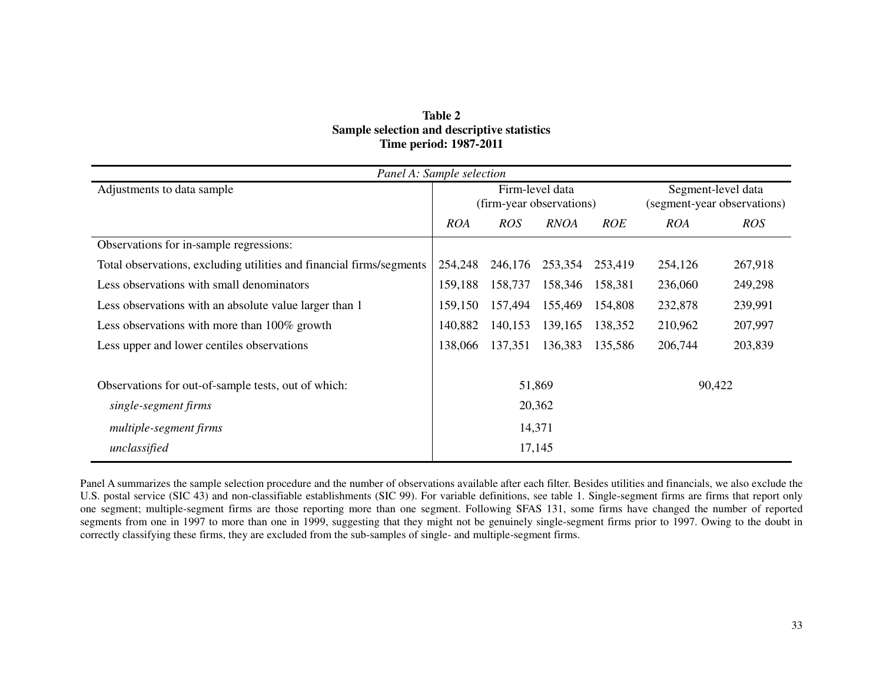**Table 2**
**Sample selection and descriptive statistics**
**Time period: 1987-2011**

| *Panel A: Sample selection* | | | | | | |
|---|---|---|---|---|---|---|
| Adjustments to data sample | Firm-level data (firm-year observations) | | | | Segment-level data (segment-year observations) | |
| | *ROA* | *ROS* | *RNOA* | *ROE* | *ROA* | *ROS* |
| Observations for in-sample regressions: | | | | | | |
| Total observations, excluding utilities and financial firms/segments | 254,248 | 246,176 | 253,354 | 253,419 | 254,126 | 267,918 |
| Less observations with small denominators | 159,188 | 158,737 | 158,346 | 158,381 | 236,060 | 249,298 |
| Less observations with an absolute value larger than 1 | 159,150 | 157,494 | 155,469 | 154,808 | 232,878 | 239,991 |
| Less observations with more than 100% growth | 140,882 | 140,153 | 139,165 | 138,352 | 210,962 | 207,997 |
| Less upper and lower centiles observations | 138,066 | 137,351 | 136,383 | 135,586 | 206,744 | 203,839 |
| | | | | | | |
| Observations for out-of-sample tests, out of which: | 51,869 | | | | 90,422 | |
| *single-segment firms* | 20,362 | | | | | |
| *multiple-segment firms* | 14,371 | | | | | |
| *unclassified* | 17,145 | | | | | |

Panel A summarizes the sample selection procedure and the number of observations available after each filter. Besides utilities and financials, we also exclude the U.S. postal service (SIC 43) and non-classifiable establishments (SIC 99). For variable definitions, see table 1. Single-segment firms are firms that report only one segment; multiple-segment firms are those reporting more than one segment. Following SFAS 131, some firms have changed the number of reported segments from one in 1997 to more than one in 1999, suggesting that they might not be genuinely single-segment firms prior to 1997. Owing to the doubt in correctly classifying these firms, they are excluded from the sub-samples of single- and multiple-segment firms.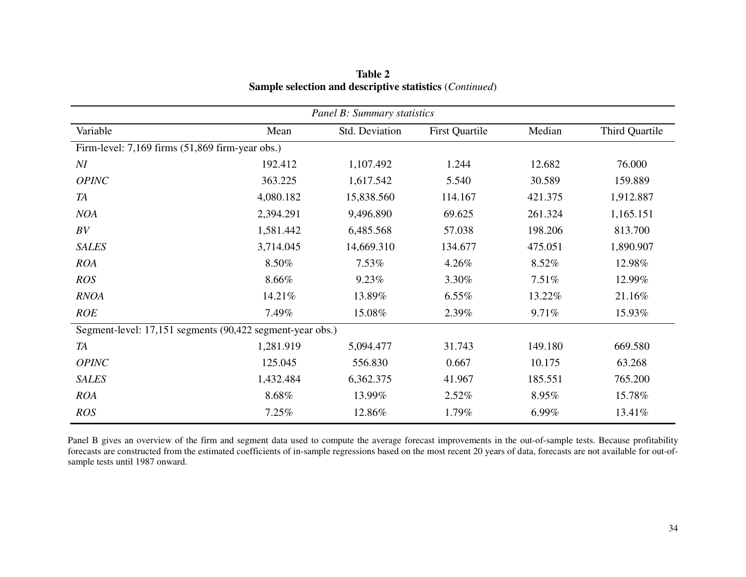**Table 2**
**Sample selection and descriptive statistics** (*Continued*)

| *Panel B: Summary statistics* | | | | | |
|---|---|---|---|---|---|
| Variable | Mean | Std. Deviation | First Quartile | Median | Third Quartile |
| Firm-level: 7,169 firms (51,869 firm-year obs.) | | | | | |
| *NI* | 192.412 | 1,107.492 | 1.244 | 12.682 | 76.000 |
| *OPINC* | 363.225 | 1,617.542 | 5.540 | 30.589 | 159.889 |
| *TA* | 4,080.182 | 15,838.560 | 114.167 | 421.375 | 1,912.887 |
| *NOA* | 2,394.291 | 9,496.890 | 69.625 | 261.324 | 1,165.151 |
| *BV* | 1,581.442 | 6,485.568 | 57.038 | 198.206 | 813.700 |
| *SALES* | 3,714.045 | 14,669.310 | 134.677 | 475.051 | 1,890.907 |
| *ROA* | 8.50% | 7.53% | 4.26% | 8.52% | 12.98% |
| *ROS* | 8.66% | 9.23% | 3.30% | 7.51% | 12.99% |
| *RNOA* | 14.21% | 13.89% | 6.55% | 13.22% | 21.16% |
| *ROE* | 7.49% | 15.08% | 2.39% | 9.71% | 15.93% |
| Segment-level: 17,151 segments (90,422 segment-year obs.) | | | | | |
| *TA* | 1,281.919 | 5,094.477 | 31.743 | 149.180 | 669.580 |
| *OPINC* | 125.045 | 556.830 | 0.667 | 10.175 | 63.268 |
| *SALES* | 1,432.484 | 6,362.375 | 41.967 | 185.551 | 765.200 |
| *ROA* | 8.68% | 13.99% | 2.52% | 8.95% | 15.78% |
| *ROS* | 7.25% | 12.86% | 1.79% | 6.99% | 13.41% |

Panel B gives an overview of the firm and segment data used to compute the average forecast improvements in the out-of-sample tests. Because profitability forecasts are constructed from the estimated coefficients of in-sample regressions based on the most recent 20 years of data, forecasts are not available for out-of-sample tests until 1987 onward.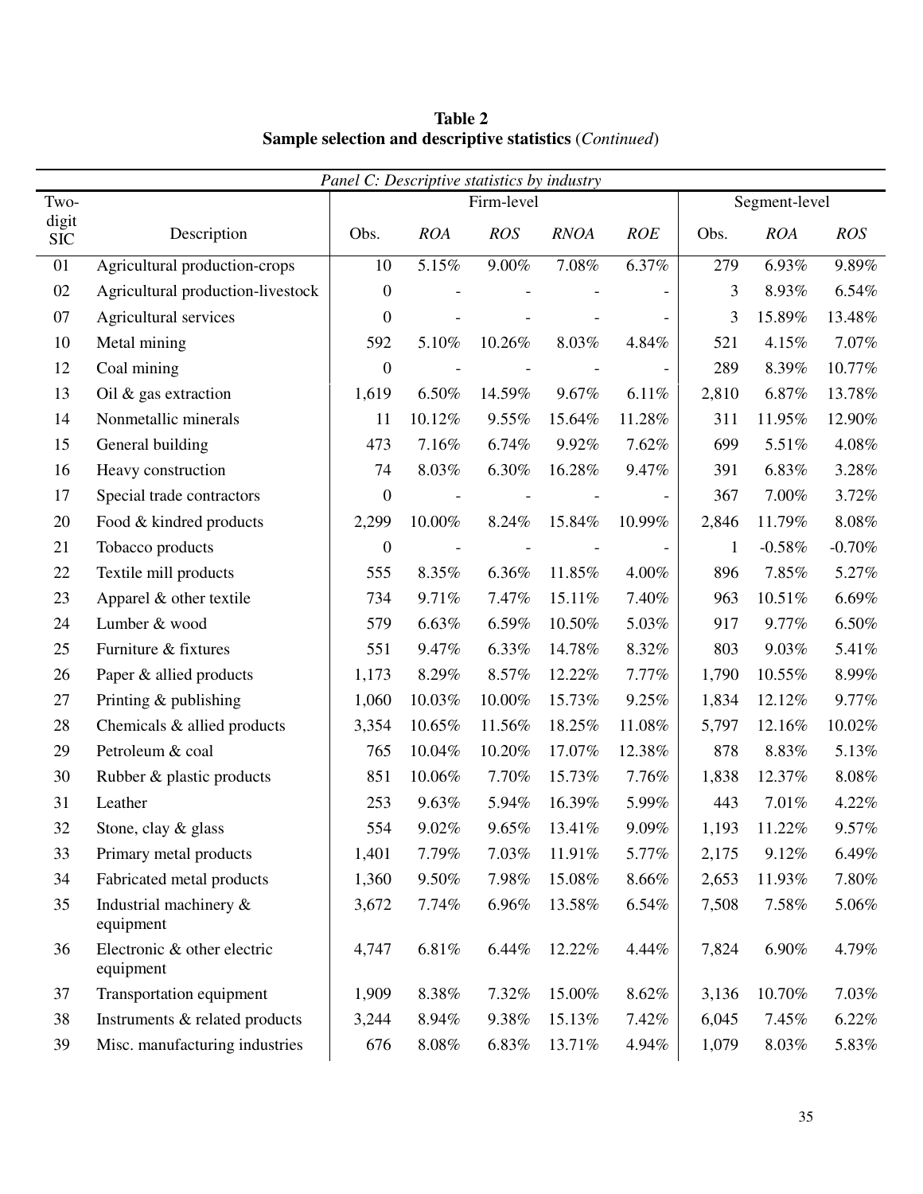**Table 2**
**Sample selection and descriptive statistics** (*Continued*)

*Panel C: Descriptive statistics by industry*

| Two-digit SIC | Description | Firm-level | | | | | Segment-level | | |
|---|---|---|---|---|---|---|---|---|---|
| | | Obs. | *ROA* | *ROS* | *RNOA* | *ROE* | Obs. | *ROA* | *ROS* |
| 01 | Agricultural production-crops | 10 | 5.15% | 9.00% | 7.08% | 6.37% | 279 | 6.93% | 9.89% |
| 02 | Agricultural production-livestock | 0 | - | - | - | - | 3 | 8.93% | 6.54% |
| 07 | Agricultural services | 0 | - | - | - | - | 3 | 15.89% | 13.48% |
| 10 | Metal mining | 592 | 5.10% | 10.26% | 8.03% | 4.84% | 521 | 4.15% | 7.07% |
| 12 | Coal mining | 0 | - | - | - | - | 289 | 8.39% | 10.77% |
| 13 | Oil & gas extraction | 1,619 | 6.50% | 14.59% | 9.67% | 6.11% | 2,810 | 6.87% | 13.78% |
| 14 | Nonmetallic minerals | 11 | 10.12% | 9.55% | 15.64% | 11.28% | 311 | 11.95% | 12.90% |
| 15 | General building | 473 | 7.16% | 6.74% | 9.92% | 7.62% | 699 | 5.51% | 4.08% |
| 16 | Heavy construction | 74 | 8.03% | 6.30% | 16.28% | 9.47% | 391 | 6.83% | 3.28% |
| 17 | Special trade contractors | 0 | - | - | - | - | 367 | 7.00% | 3.72% |
| 20 | Food & kindred products | 2,299 | 10.00% | 8.24% | 15.84% | 10.99% | 2,846 | 11.79% | 8.08% |
| 21 | Tobacco products | 0 | - | - | - | - | 1 | -0.58% | -0.70% |
| 22 | Textile mill products | 555 | 8.35% | 6.36% | 11.85% | 4.00% | 896 | 7.85% | 5.27% |
| 23 | Apparel & other textile | 734 | 9.71% | 7.47% | 15.11% | 7.40% | 963 | 10.51% | 6.69% |
| 24 | Lumber & wood | 579 | 6.63% | 6.59% | 10.50% | 5.03% | 917 | 9.77% | 6.50% |
| 25 | Furniture & fixtures | 551 | 9.47% | 6.33% | 14.78% | 8.32% | 803 | 9.03% | 5.41% |
| 26 | Paper & allied products | 1,173 | 8.29% | 8.57% | 12.22% | 7.77% | 1,790 | 10.55% | 8.99% |
| 27 | Printing & publishing | 1,060 | 10.03% | 10.00% | 15.73% | 9.25% | 1,834 | 12.12% | 9.77% |
| 28 | Chemicals & allied products | 3,354 | 10.65% | 11.56% | 18.25% | 11.08% | 5,797 | 12.16% | 10.02% |
| 29 | Petroleum & coal | 765 | 10.04% | 10.20% | 17.07% | 12.38% | 878 | 8.83% | 5.13% |
| 30 | Rubber & plastic products | 851 | 10.06% | 7.70% | 15.73% | 7.76% | 1,838 | 12.37% | 8.08% |
| 31 | Leather | 253 | 9.63% | 5.94% | 16.39% | 5.99% | 443 | 7.01% | 4.22% |
| 32 | Stone, clay & glass | 554 | 9.02% | 9.65% | 13.41% | 9.09% | 1,193 | 11.22% | 9.57% |
| 33 | Primary metal products | 1,401 | 7.79% | 7.03% | 11.91% | 5.77% | 2,175 | 9.12% | 6.49% |
| 34 | Fabricated metal products | 1,360 | 9.50% | 7.98% | 15.08% | 8.66% | 2,653 | 11.93% | 7.80% |
| 35 | Industrial machinery & equipment | 3,672 | 7.74% | 6.96% | 13.58% | 6.54% | 7,508 | 7.58% | 5.06% |
| 36 | Electronic & other electric equipment | 4,747 | 6.81% | 6.44% | 12.22% | 4.44% | 7,824 | 6.90% | 4.79% |
| 37 | Transportation equipment | 1,909 | 8.38% | 7.32% | 15.00% | 8.62% | 3,136 | 10.70% | 7.03% |
| 38 | Instruments & related products | 3,244 | 8.94% | 9.38% | 15.13% | 7.42% | 6,045 | 7.45% | 6.22% |
| 39 | Misc. manufacturing industries | 676 | 8.08% | 6.83% | 13.71% | 4.94% | 1,079 | 8.03% | 5.83% |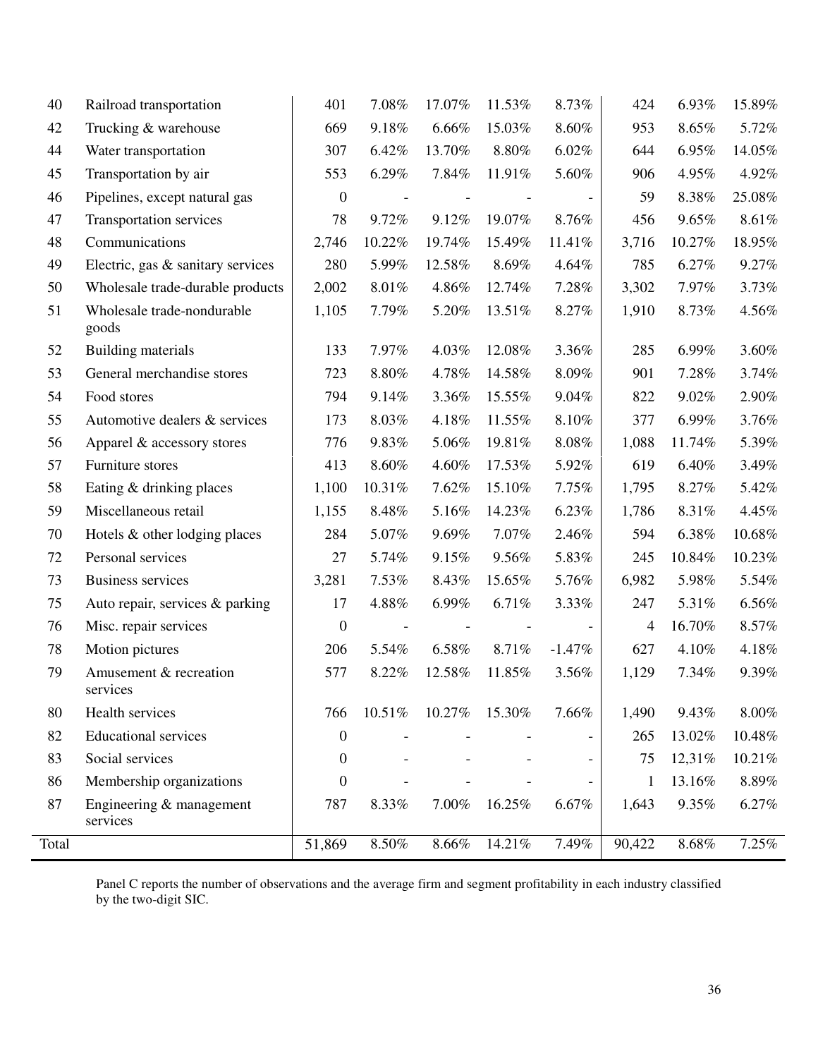| | | | | | | | | | |
|---|---|---|---|---|---|---|---|---|---|
| 40 | Railroad transportation | 401 | 7.08% | 17.07% | 11.53% | 8.73% | 424 | 6.93% | 15.89% |
| 42 | Trucking & warehouse | 669 | 9.18% | 6.66% | 15.03% | 8.60% | 953 | 8.65% | 5.72% |
| 44 | Water transportation | 307 | 6.42% | 13.70% | 8.80% | 6.02% | 644 | 6.95% | 14.05% |
| 45 | Transportation by air | 553 | 6.29% | 7.84% | 11.91% | 5.60% | 906 | 4.95% | 4.92% |
| 46 | Pipelines, except natural gas | 0 | - | - | - | - | 59 | 8.38% | 25.08% |
| 47 | Transportation services | 78 | 9.72% | 9.12% | 19.07% | 8.76% | 456 | 9.65% | 8.61% |
| 48 | Communications | 2,746 | 10.22% | 19.74% | 15.49% | 11.41% | 3,716 | 10.27% | 18.95% |
| 49 | Electric, gas & sanitary services | 280 | 5.99% | 12.58% | 8.69% | 4.64% | 785 | 6.27% | 9.27% |
| 50 | Wholesale trade-durable products | 2,002 | 8.01% | 4.86% | 12.74% | 7.28% | 3,302 | 7.97% | 3.73% |
| 51 | Wholesale trade-nondurable goods | 1,105 | 7.79% | 5.20% | 13.51% | 8.27% | 1,910 | 8.73% | 4.56% |
| 52 | Building materials | 133 | 7.97% | 4.03% | 12.08% | 3.36% | 285 | 6.99% | 3.60% |
| 53 | General merchandise stores | 723 | 8.80% | 4.78% | 14.58% | 8.09% | 901 | 7.28% | 3.74% |
| 54 | Food stores | 794 | 9.14% | 3.36% | 15.55% | 9.04% | 822 | 9.02% | 2.90% |
| 55 | Automotive dealers & services | 173 | 8.03% | 4.18% | 11.55% | 8.10% | 377 | 6.99% | 3.76% |
| 56 | Apparel & accessory stores | 776 | 9.83% | 5.06% | 19.81% | 8.08% | 1,088 | 11.74% | 5.39% |
| 57 | Furniture stores | 413 | 8.60% | 4.60% | 17.53% | 5.92% | 619 | 6.40% | 3.49% |
| 58 | Eating & drinking places | 1,100 | 10.31% | 7.62% | 15.10% | 7.75% | 1,795 | 8.27% | 5.42% |
| 59 | Miscellaneous retail | 1,155 | 8.48% | 5.16% | 14.23% | 6.23% | 1,786 | 8.31% | 4.45% |
| 70 | Hotels & other lodging places | 284 | 5.07% | 9.69% | 7.07% | 2.46% | 594 | 6.38% | 10.68% |
| 72 | Personal services | 27 | 5.74% | 9.15% | 9.56% | 5.83% | 245 | 10.84% | 10.23% |
| 73 | Business services | 3,281 | 7.53% | 8.43% | 15.65% | 5.76% | 6,982 | 5.98% | 5.54% |
| 75 | Auto repair, services & parking | 17 | 4.88% | 6.99% | 6.71% | 3.33% | 247 | 5.31% | 6.56% |
| 76 | Misc. repair services | 0 | - | - | - | - | 4 | 16.70% | 8.57% |
| 78 | Motion pictures | 206 | 5.54% | 6.58% | 8.71% | -1.47% | 627 | 4.10% | 4.18% |
| 79 | Amusement & recreation services | 577 | 8.22% | 12.58% | 11.85% | 3.56% | 1,129 | 7.34% | 9.39% |
| 80 | Health services | 766 | 10.51% | 10.27% | 15.30% | 7.66% | 1,490 | 9.43% | 8.00% |
| 82 | Educational services | 0 | - | - | - | - | 265 | 13.02% | 10.48% |
| 83 | Social services | 0 | - | - | - | - | 75 | 12,31% | 10.21% |
| 86 | Membership organizations | 0 | - | - | - | - | 1 | 13.16% | 8.89% |
| 87 | Engineering & management services | 787 | 8.33% | 7.00% | 16.25% | 6.67% | 1,643 | 9.35% | 6.27% |
| Total | | 51,869 | 8.50% | 8.66% | 14.21% | 7.49% | 90,422 | 8.68% | 7.25% |

Panel C reports the number of observations and the average firm and segment profitability in each industry classified by the two-digit SIC.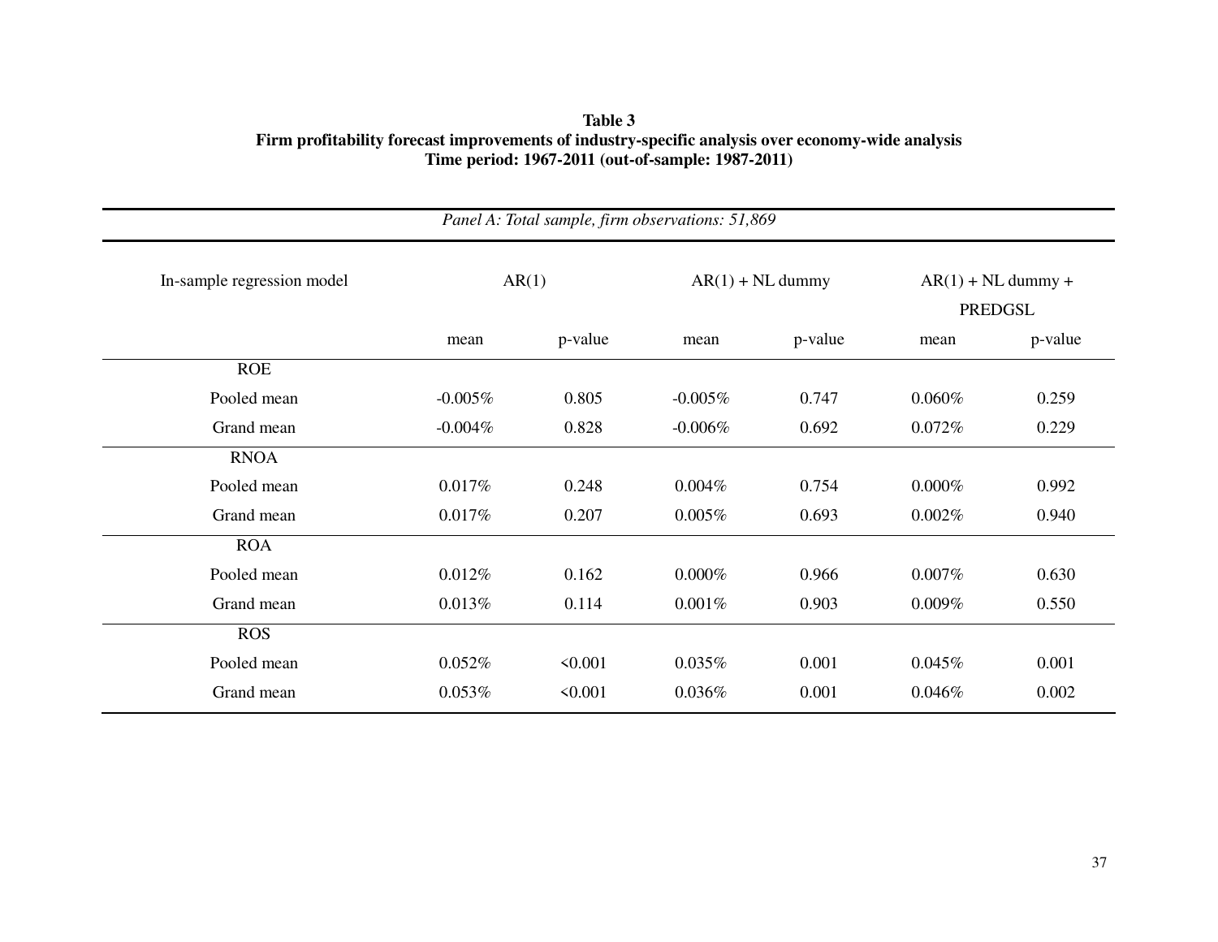**Table 3**
**Firm profitability forecast improvements of industry-specific analysis over economy-wide analysis**
**Time period: 1967-2011 (out-of-sample: 1987-2011)**

*Panel A: Total sample, firm observations: 51,869*

| In-sample regression model | AR(1) | | AR(1) + NL dummy | | AR(1) + NL dummy + PREDGSL | |
|---|---|---|---|---|---|---|
| | mean | p-value | mean | p-value | mean | p-value |
| ROE | | | | | | |
| Pooled mean | -0.005% | 0.805 | -0.005% | 0.747 | 0.060% | 0.259 |
| Grand mean | -0.004% | 0.828 | -0.006% | 0.692 | 0.072% | 0.229 |
| RNOA | | | | | | |
| Pooled mean | 0.017% | 0.248 | 0.004% | 0.754 | 0.000% | 0.992 |
| Grand mean | 0.017% | 0.207 | 0.005% | 0.693 | 0.002% | 0.940 |
| ROA | | | | | | |
| Pooled mean | 0.012% | 0.162 | 0.000% | 0.966 | 0.007% | 0.630 |
| Grand mean | 0.013% | 0.114 | 0.001% | 0.903 | 0.009% | 0.550 |
| ROS | | | | | | |
| Pooled mean | 0.052% | <0.001 | 0.035% | 0.001 | 0.045% | 0.001 |
| Grand mean | 0.053% | <0.001 | 0.036% | 0.001 | 0.046% | 0.002 |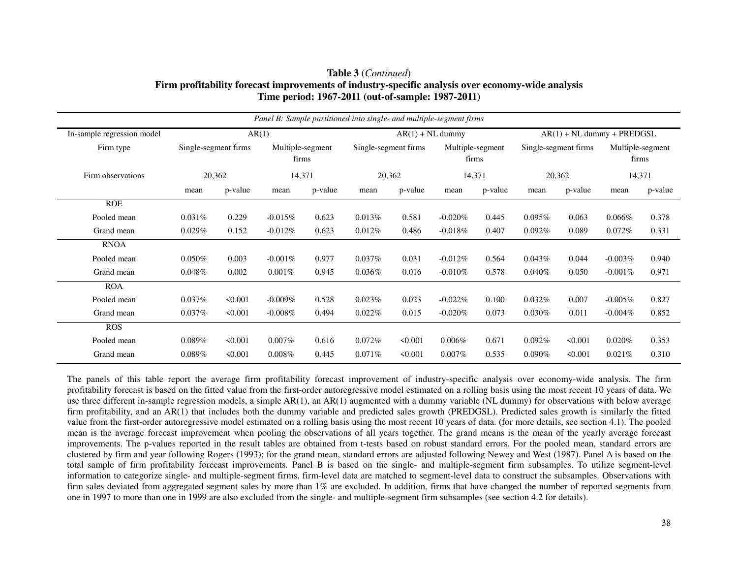**Table 3** (*Continued*)
**Firm profitability forecast improvements of industry-specific analysis over economy-wide analysis**
**Time period: 1967-2011 (out-of-sample: 1987-2011)**

*Panel B: Sample partitioned into single- and multiple-segment firms*

| In-sample regression model | AR(1) | | | | AR(1) + NL dummy | | | | AR(1) + NL dummy + PREDGSL | | | |
|---|---|---|---|---|---|---|---|---|---|---|---|---|
| Firm type | Single-segment firms | | Multiple-segment firms | | Single-segment firms | | Multiple-segment firms | | Single-segment firms | | Multiple-segment firms | |
| Firm observations | 20,362 | | 14,371 | | 20,362 | | 14,371 | | 20,362 | | 14,371 | |
| | mean | p-value | mean | p-value | mean | p-value | mean | p-value | mean | p-value | mean | p-value |
| ROE | | | | | | | | | | | | |
| Pooled mean | 0.031% | 0.229 | -0.015% | 0.623 | 0.013% | 0.581 | -0.020% | 0.445 | 0.095% | 0.063 | 0.066% | 0.378 |
| Grand mean | 0.029% | 0.152 | -0.012% | 0.623 | 0.012% | 0.486 | -0.018% | 0.407 | 0.092% | 0.089 | 0.072% | 0.331 |
| RNOA | | | | | | | | | | | | |
| Pooled mean | 0.050% | 0.003 | -0.001% | 0.977 | 0.037% | 0.031 | -0.012% | 0.564 | 0.043% | 0.044 | -0.003% | 0.940 |
| Grand mean | 0.048% | 0.002 | 0.001% | 0.945 | 0.036% | 0.016 | -0.010% | 0.578 | 0.040% | 0.050 | -0.001% | 0.971 |
| ROA | | | | | | | | | | | | |
| Pooled mean | 0.037% | <0.001 | -0.009% | 0.528 | 0.023% | 0.023 | -0.022% | 0.100 | 0.032% | 0.007 | -0.005% | 0.827 |
| Grand mean | 0.037% | <0.001 | -0.008% | 0.494 | 0.022% | 0.015 | -0.020% | 0.073 | 0.030% | 0.011 | -0.004% | 0.852 |
| ROS | | | | | | | | | | | | |
| Pooled mean | 0.089% | <0.001 | 0.007% | 0.616 | 0.072% | <0.001 | 0.006% | 0.671 | 0.092% | <0.001 | 0.020% | 0.353 |
| Grand mean | 0.089% | <0.001 | 0.008% | 0.445 | 0.071% | <0.001 | 0.007% | 0.535 | 0.090% | <0.001 | 0.021% | 0.310 |

The panels of this table report the average firm profitability forecast improvement of industry-specific analysis over economy-wide analysis. The firm profitability forecast is based on the fitted value from the first-order autoregressive model estimated on a rolling basis using the most recent 10 years of data. We use three different in-sample regression models, a simple AR(1), an AR(1) augmented with a dummy variable (NL dummy) for observations with below average firm profitability, and an AR(1) that includes both the dummy variable and predicted sales growth (PREDGSL). Predicted sales growth is similarly the fitted value from the first-order autoregressive model estimated on a rolling basis using the most recent 10 years of data. (for more details, see section 4.1). The pooled mean is the average forecast improvement when pooling the observations of all years together. The grand means is the mean of the yearly average forecast improvements. The p-values reported in the result tables are obtained from t-tests based on robust standard errors. For the pooled mean, standard errors are clustered by firm and year following Rogers (1993); for the grand mean, standard errors are adjusted following Newey and West (1987). Panel A is based on the total sample of firm profitability forecast improvements. Panel B is based on the single- and multiple-segment firm subsamples. To utilize segment-level information to categorize single- and multiple-segment firms, firm-level data are matched to segment-level data to construct the subsamples. Observations with firm sales deviated from aggregated segment sales by more than 1% are excluded. In addition, firms that have changed the number of reported segments from one in 1997 to more than one in 1999 are also excluded from the single- and multiple-segment firm subsamples (see section 4.2 for details).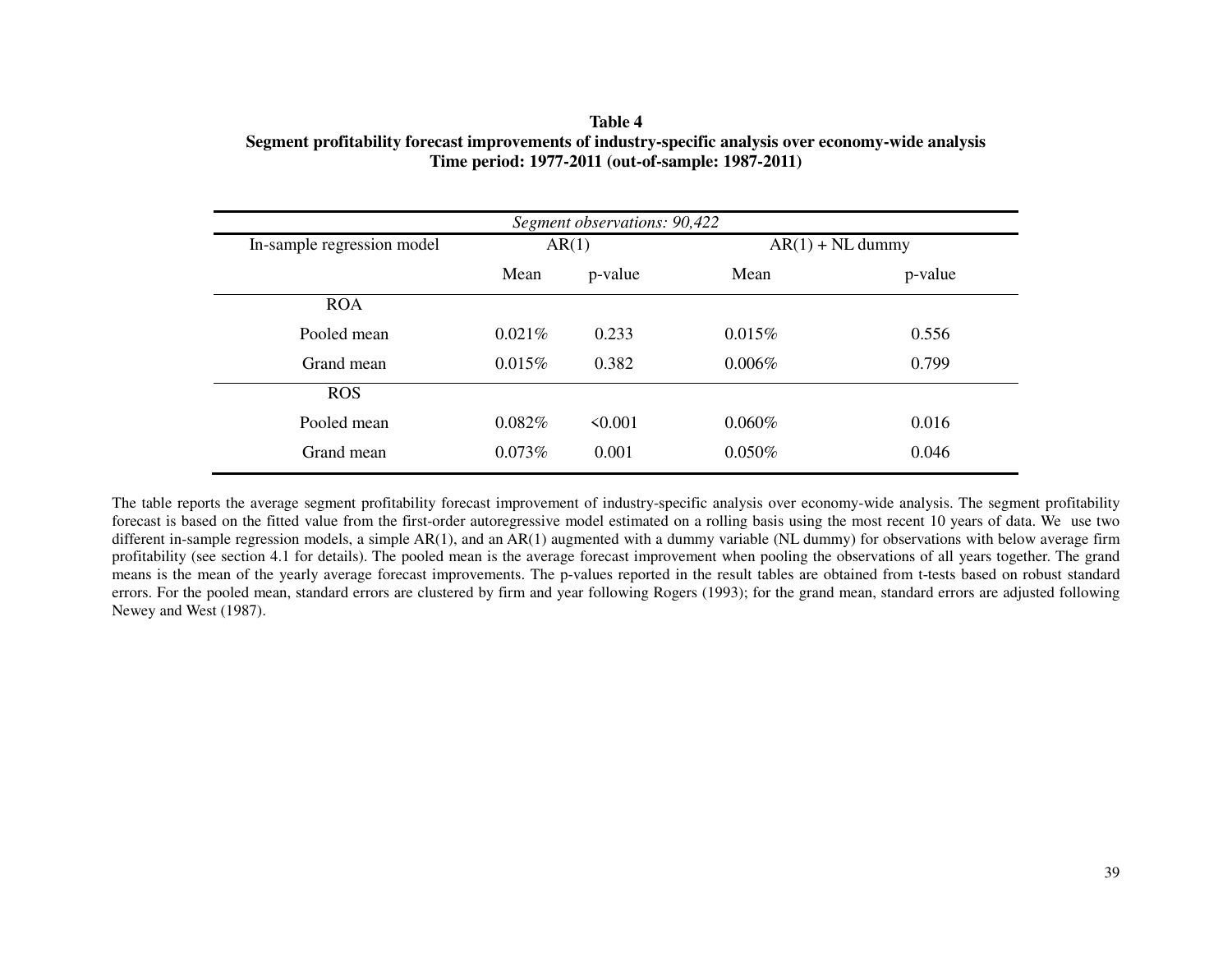**Table 4**
**Segment profitability forecast improvements of industry-specific analysis over economy-wide analysis**
**Time period: 1977-2011 (out-of-sample: 1987-2011)**

| *Segment observations: 90,422* | | | | |
|---|---|---|---|---|
| In-sample regression model | AR(1) | | AR(1) + NL dummy | |
| | Mean | p-value | Mean | p-value |
| ROA | | | | |
| Pooled mean | 0.021% | 0.233 | 0.015% | 0.556 |
| Grand mean | 0.015% | 0.382 | 0.006% | 0.799 |
| ROS | | | | |
| Pooled mean | 0.082% | <0.001 | 0.060% | 0.016 |
| Grand mean | 0.073% | 0.001 | 0.050% | 0.046 |

The table reports the average segment profitability forecast improvement of industry-specific analysis over economy-wide analysis. The segment profitability forecast is based on the fitted value from the first-order autoregressive model estimated on a rolling basis using the most recent 10 years of data. We use two different in-sample regression models, a simple AR(1), and an AR(1) augmented with a dummy variable (NL dummy) for observations with below average firm profitability (see section 4.1 for details). The pooled mean is the average forecast improvement when pooling the observations of all years together. The grand means is the mean of the yearly average forecast improvements. The p-values reported in the result tables are obtained from t-tests based on robust standard errors. For the pooled mean, standard errors are clustered by firm and year following Rogers (1993); for the grand mean, standard errors are adjusted following Newey and West (1987).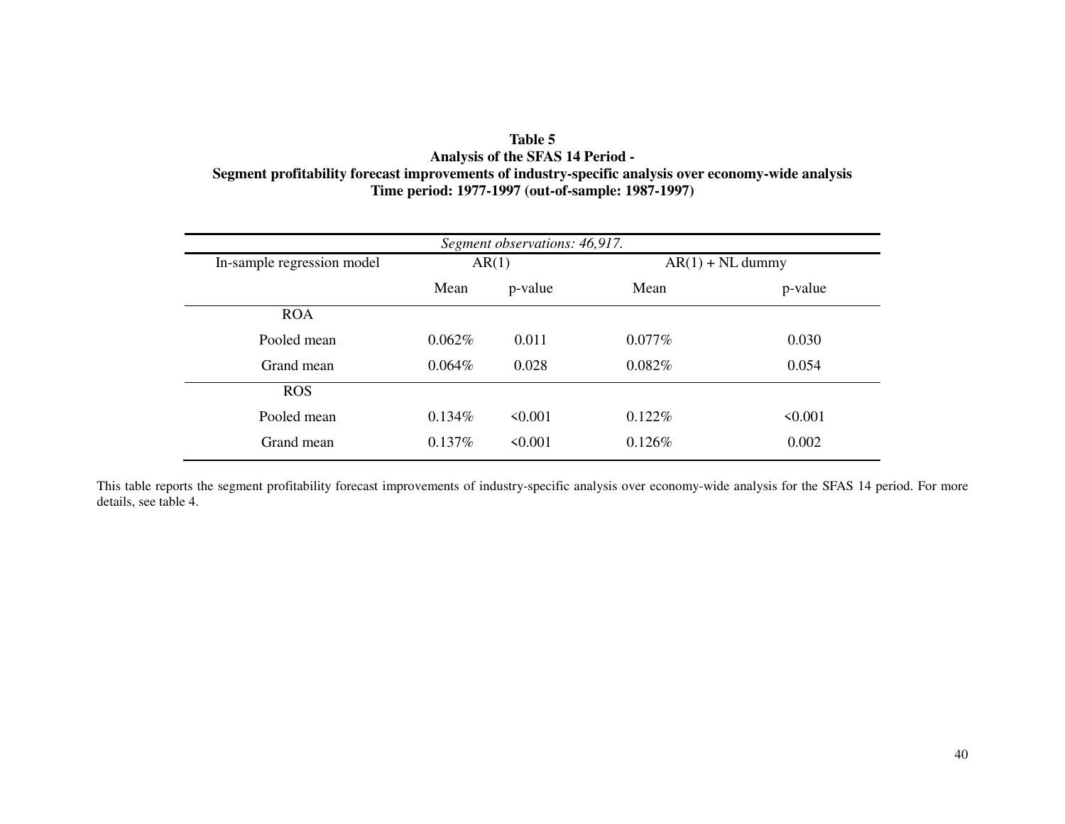**Table 5**
**Analysis of the SFAS 14 Period -**
**Segment profitability forecast improvements of industry-specific analysis over economy-wide analysis**
**Time period: 1977-1997 (out-of-sample: 1987-1997)**

| *Segment observations: 46,917.* | | | | |
|---|---|---|---|---|
| In-sample regression model | AR(1) | | AR(1) + NL dummy | |
| | Mean | p-value | Mean | p-value |
| ROA | | | | |
| Pooled mean | 0.062% | 0.011 | 0.077% | 0.030 |
| Grand mean | 0.064% | 0.028 | 0.082% | 0.054 |
| ROS | | | | |
| Pooled mean | 0.134% | <0.001 | 0.122% | <0.001 |
| Grand mean | 0.137% | <0.001 | 0.126% | 0.002 |

This table reports the segment profitability forecast improvements of industry-specific analysis over economy-wide analysis for the SFAS 14 period. For more details, see table 4.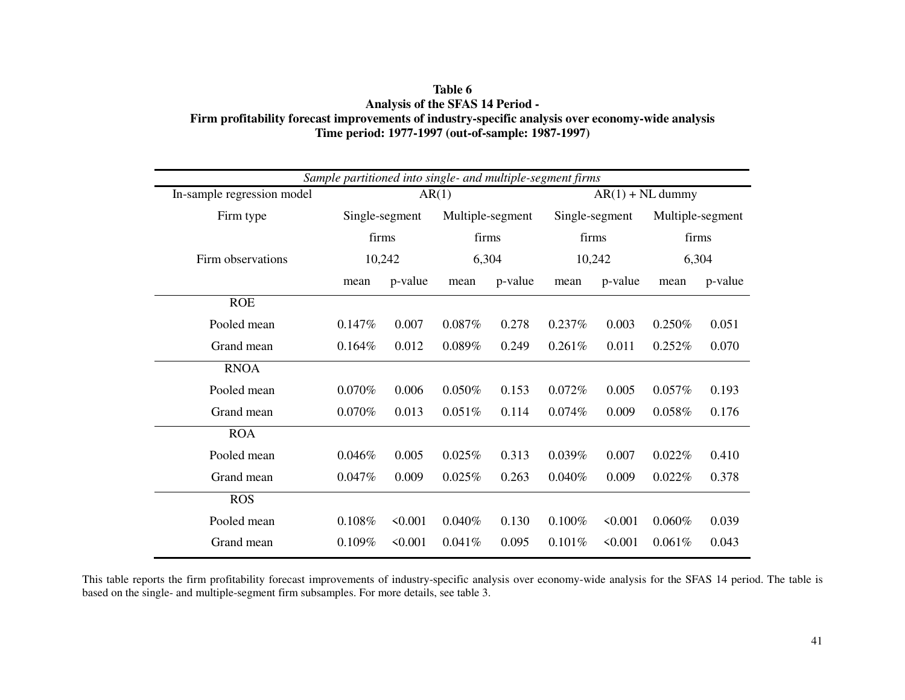**Table 6**
**Analysis of the SFAS 14 Period -**
**Firm profitability forecast improvements of industry-specific analysis over economy-wide analysis**
**Time period: 1977-1997 (out-of-sample: 1987-1997)**

| *Sample partitioned into single- and multiple-segment firms* | | | | | | | | |
|---|---|---|---|---|---|---|---|---|
| In-sample regression model | AR(1) | | | | AR(1) + NL dummy | | | |
| Firm type | Single-segment firms | | Multiple-segment firms | | Single-segment firms | | Multiple-segment firms | |
| Firm observations | 10,242 | | 6,304 | | 10,242 | | 6,304 | |
| | mean | p-value | mean | p-value | mean | p-value | mean | p-value |
| ROE | | | | | | | | |
| Pooled mean | 0.147% | 0.007 | 0.087% | 0.278 | 0.237% | 0.003 | 0.250% | 0.051 |
| Grand mean | 0.164% | 0.012 | 0.089% | 0.249 | 0.261% | 0.011 | 0.252% | 0.070 |
| RNOA | | | | | | | | |
| Pooled mean | 0.070% | 0.006 | 0.050% | 0.153 | 0.072% | 0.005 | 0.057% | 0.193 |
| Grand mean | 0.070% | 0.013 | 0.051% | 0.114 | 0.074% | 0.009 | 0.058% | 0.176 |
| ROA | | | | | | | | |
| Pooled mean | 0.046% | 0.005 | 0.025% | 0.313 | 0.039% | 0.007 | 0.022% | 0.410 |
| Grand mean | 0.047% | 0.009 | 0.025% | 0.263 | 0.040% | 0.009 | 0.022% | 0.378 |
| ROS | | | | | | | | |
| Pooled mean | 0.108% | <0.001 | 0.040% | 0.130 | 0.100% | <0.001 | 0.060% | 0.039 |
| Grand mean | 0.109% | <0.001 | 0.041% | 0.095 | 0.101% | <0.001 | 0.061% | 0.043 |

This table reports the firm profitability forecast improvements of industry-specific analysis over economy-wide analysis for the SFAS 14 period. The table is based on the single- and multiple-segment firm subsamples. For more details, see table 3.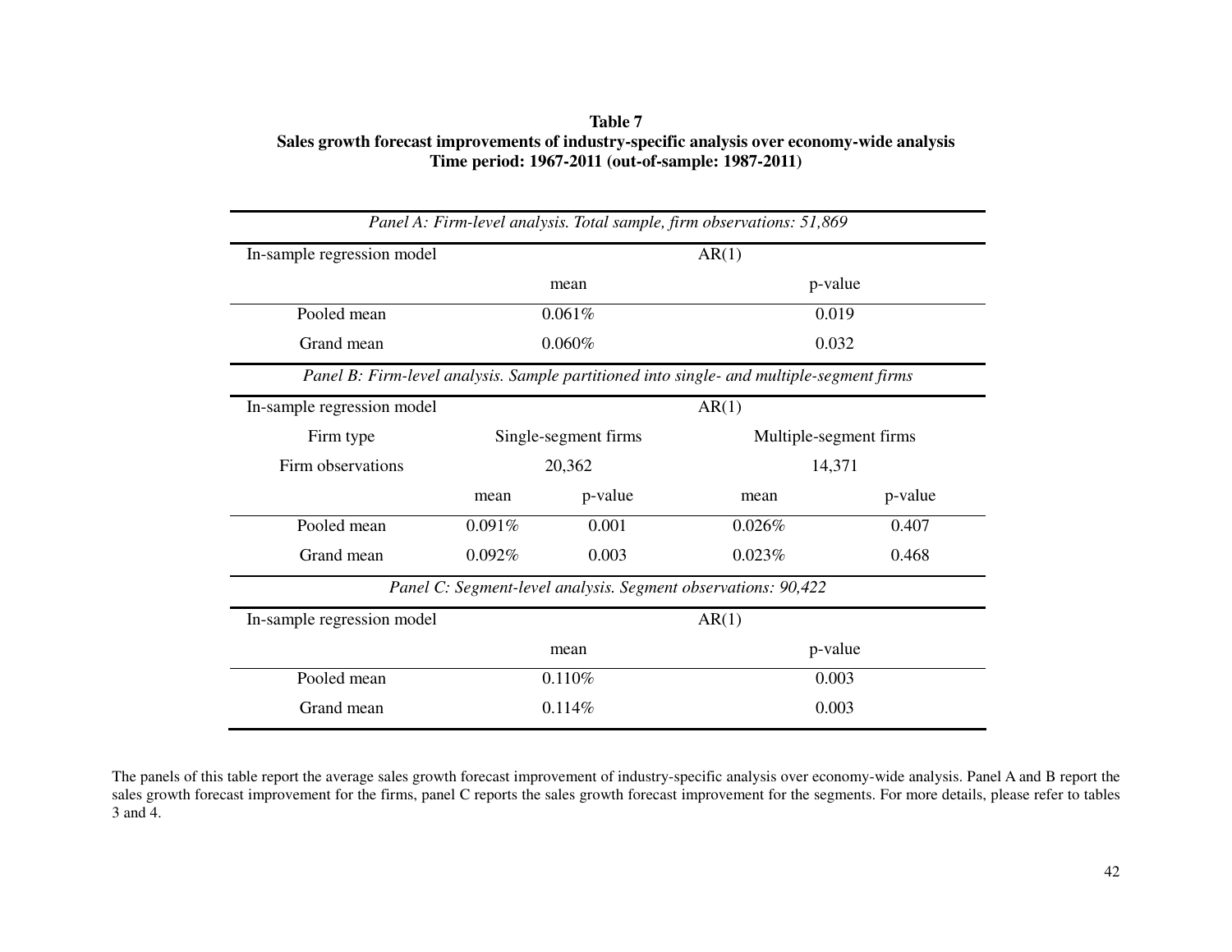**Table 7**
**Sales growth forecast improvements of industry-specific analysis over economy-wide analysis**
**Time period: 1967-2011 (out-of-sample: 1987-2011)**

*Panel A: Firm-level analysis. Total sample, firm observations: 51,869*

| In-sample regression model | AR(1) | |
|---|---|---|
| | mean | p-value |
| Pooled mean | 0.061% | 0.019 |
| Grand mean | 0.060% | 0.032 |

*Panel B: Firm-level analysis. Sample partitioned into single- and multiple-segment firms*

| In-sample regression model | AR(1) | | | |
|---|---|---|---|---|
| Firm type | Single-segment firms | | Multiple-segment firms | |
| Firm observations | 20,362 | | 14,371 | |
| | mean | p-value | mean | p-value |
| Pooled mean | 0.091% | 0.001 | 0.026% | 0.407 |
| Grand mean | 0.092% | 0.003 | 0.023% | 0.468 |

*Panel C: Segment-level analysis. Segment observations: 90,422*

| In-sample regression model | AR(1) | |
|---|---|---|
| | mean | p-value |
| Pooled mean | 0.110% | 0.003 |
| Grand mean | 0.114% | 0.003 |

The panels of this table report the average sales growth forecast improvement of industry-specific analysis over economy-wide analysis. Panel A and B report the sales growth forecast improvement for the firms, panel C reports the sales growth forecast improvement for the segments. For more details, please refer to tables 3 and 4.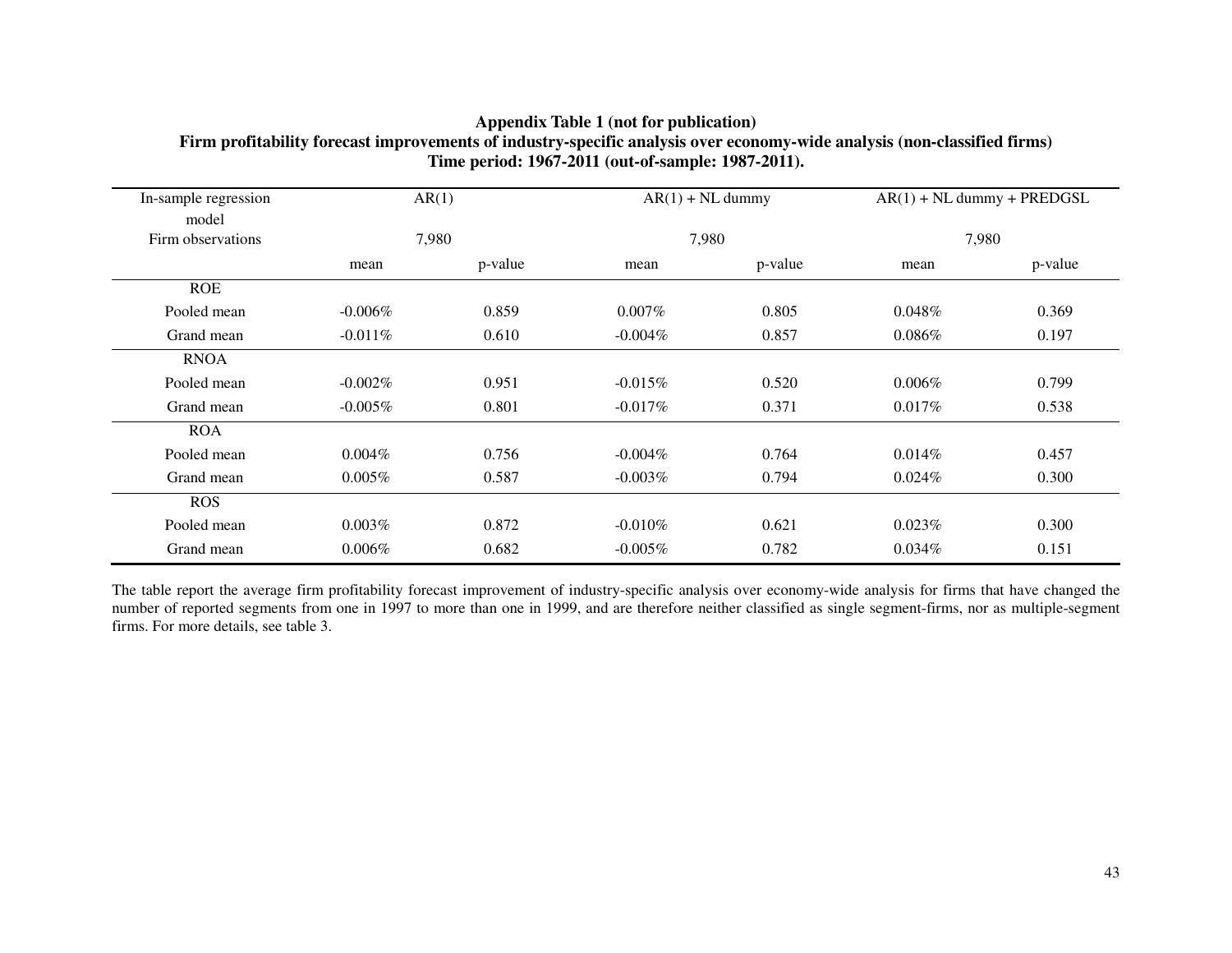**Appendix Table 1 (not for publication)**
**Firm profitability forecast improvements of industry-specific analysis over economy-wide analysis (non-classified firms)**
**Time period: 1967-2011 (out-of-sample: 1987-2011).**

| In-sample regression model | AR(1) | | AR(1) + NL dummy | | AR(1) + NL dummy + PREDGSL | |
|---|---|---|---|---|---|---|
| Firm observations | 7,980 | | 7,980 | | 7,980 | |
| | mean | p-value | mean | p-value | mean | p-value |
| ROE | | | | | | |
| Pooled mean | -0.006% | 0.859 | 0.007% | 0.805 | 0.048% | 0.369 |
| Grand mean | -0.011% | 0.610 | -0.004% | 0.857 | 0.086% | 0.197 |
| RNOA | | | | | | |
| Pooled mean | -0.002% | 0.951 | -0.015% | 0.520 | 0.006% | 0.799 |
| Grand mean | -0.005% | 0.801 | -0.017% | 0.371 | 0.017% | 0.538 |
| ROA | | | | | | |
| Pooled mean | 0.004% | 0.756 | -0.004% | 0.764 | 0.014% | 0.457 |
| Grand mean | 0.005% | 0.587 | -0.003% | 0.794 | 0.024% | 0.300 |
| ROS | | | | | | |
| Pooled mean | 0.003% | 0.872 | -0.010% | 0.621 | 0.023% | 0.300 |
| Grand mean | 0.006% | 0.682 | -0.005% | 0.782 | 0.034% | 0.151 |

The table report the average firm profitability forecast improvement of industry-specific analysis over economy-wide analysis for firms that have changed the number of reported segments from one in 1997 to more than one in 1999, and are therefore neither classified as single segment-firms, nor as multiple-segment firms. For more details, see table 3.